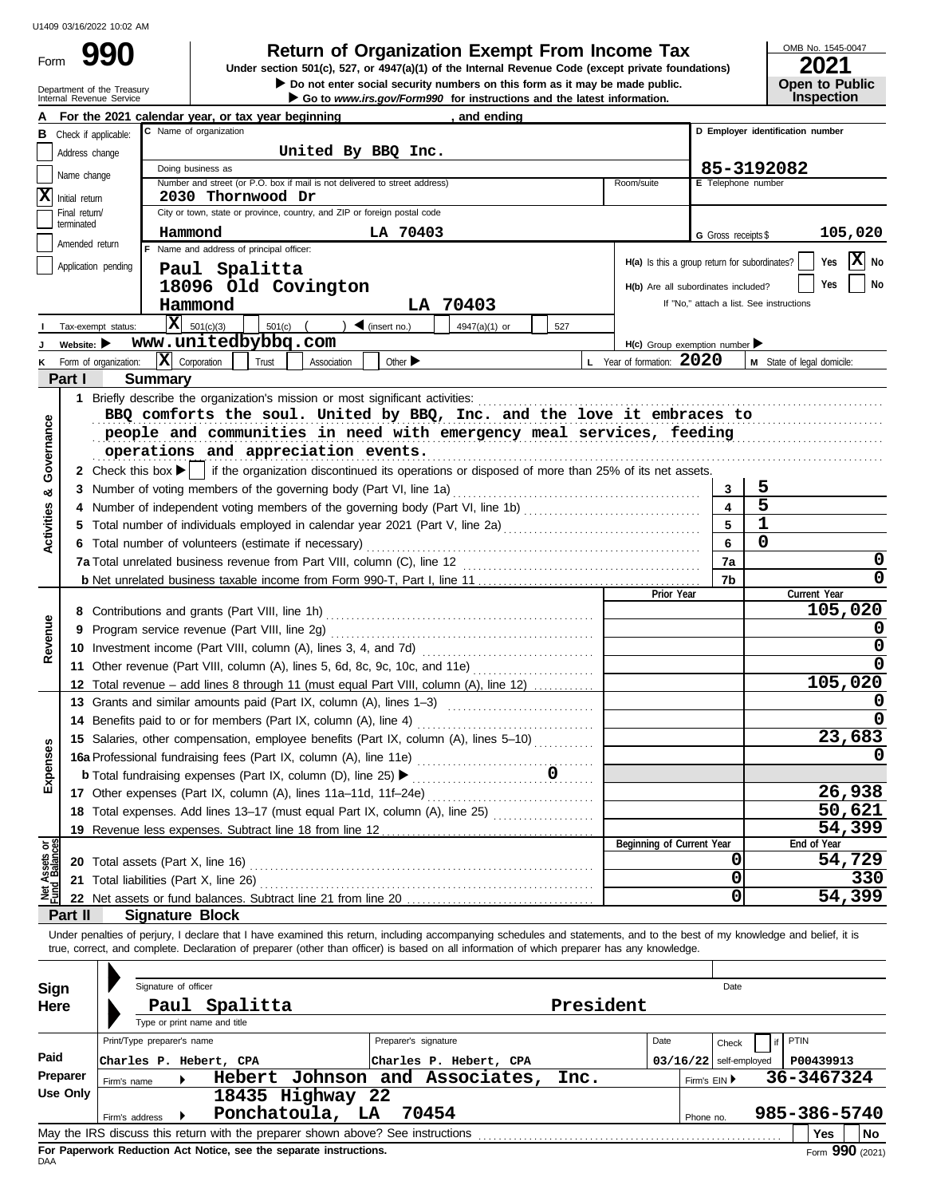U1409 03/16/2022 10:02 AM

Form **990**

# Return of Organization Exempt From Income Tax

**Under section 501(c), 527, or 4947(a)(1) of the Internal Revenue Code (except private foundations)**

▶ **Do not enter social security numbers on this form as it may be made public.**

▶ **Go to www.irs.gov/Form990 for instructions and the latest information.**

Department of the Treasury
Internal Revenue Service

OMB No. 1545-0047

**2021**

**Open to Public Inspection**

**A** For the 2021 calendar year, or tax year beginning , and ending

**B** Check if applicable:
- Address change
- Name change
- [X] Initial return
- Final return/terminated
- Amended return
- Application pending

**C** Name of organization: United By BBQ Inc.

Doing business as

Number and street (or P.O. box if mail is not delivered to street address): 2030 Thornwood Dr — Room/suite

City or town, state or province, country, and ZIP or foreign postal code: Hammond LA 70403

**D** Employer identification number: 85-3192082

**E** Telephone number

**G** Gross receipts $ 105,020

**F** Name and address of principal officer: Paul Spalitta, 18096 Old Covington, Hammond LA 70403

**H(a)** Is this a group return for subordinates? Yes [X] No

**H(b)** Are all subordinates included? Yes No
If "No," attach a list. See instructions

**I** Tax-exempt status: [X] 501(c)(3) 501(c) ( ) ◀ (insert no.) 4947(a)(1) or 527

**J** Website: ▶ www.unitedbybbq.com

**H(c)** Group exemption number ▶

**K** Form of organization: [X] Corporation Trust Association Other ▶

**L** Year of formation: 2020

**M** State of legal domicile:

## Part I Summary

**Activities & Governance**

1 Briefly describe the organization's mission or most significant activities:
BBQ comforts the soul. United by BBQ, Inc. and the love it embraces to people and communities in need with emergency meal services, feeding operations and appreciation events.

2 Check this box ▶ if the organization discontinued its operations or disposed of more than 25% of its net assets.

| | | | |
|---|---|---|---|
| 3 | Number of voting members of the governing body (Part VI, line 1a) | 3 | 5 |
| 4 | Number of independent voting members of the governing body (Part VI, line 1b) | 4 | 5 |
| 5 | Total number of individuals employed in calendar year 2021 (Part V, line 2a) | 5 | 1 |
| 6 | Total number of volunteers (estimate if necessary) | 6 | 0 |
| 7a | Total unrelated business revenue from Part VIII, column (C), line 12 | 7a | 0 |
| b | Net unrelated business taxable income from Form 990-T, Part I, line 11 | 7b | 0 |

| | | Prior Year | Current Year |
|---|---|---|---|
| **Revenue** | | | |
| 8 | Contributions and grants (Part VIII, line 1h) | | 105,020 |
| 9 | Program service revenue (Part VIII, line 2g) | | 0 |
| 10 | Investment income (Part VIII, column (A), lines 3, 4, and 7d) | | 0 |
| 11 | Other revenue (Part VIII, column (A), lines 5, 6d, 8c, 9c, 10c, and 11e) | | 0 |
| 12 | Total revenue – add lines 8 through 11 (must equal Part VIII, column (A), line 12) | | 105,020 |
| **Expenses** | | | |
| 13 | Grants and similar amounts paid (Part IX, column (A), lines 1–3) | | 0 |
| 14 | Benefits paid to or for members (Part IX, column (A), line 4) | | 0 |
| 15 | Salaries, other compensation, employee benefits (Part IX, column (A), lines 5–10) | | 23,683 |
| 16a | Professional fundraising fees (Part IX, column (A), line 11e) | | 0 |
| b | Total fundraising expenses (Part IX, column (D), line 25) ▶ 0 | | |
| 17 | Other expenses (Part IX, column (A), lines 11a–11d, 11f–24e) | | 26,938 |
| 18 | Total expenses. Add lines 13–17 (must equal Part IX, column (A), line 25) | | 50,621 |
| 19 | Revenue less expenses. Subtract line 18 from line 12 | | 54,399 |

| | | Beginning of Current Year | End of Year |
|---|---|---|---|
| **Net Assets or Fund Balances** | | | |
| 20 | Total assets (Part X, line 16) | 0 | 54,729 |
| 21 | Total liabilities (Part X, line 26) | 0 | 330 |
| 22 | Net assets or fund balances. Subtract line 21 from line 20 | 0 | 54,399 |

## Part II Signature Block

Under penalties of perjury, I declare that I have examined this return, including accompanying schedules and statements, and to the best of my knowledge and belief, it is true, correct, and complete. Declaration of preparer (other than officer) is based on all information of which preparer has any knowledge.

**Sign Here**

Signature of officer — Date

Paul Spalitta — President

Type or print name and title

**Paid Preparer Use Only**

| Print/Type preparer's name | Preparer's signature | Date | Check if self-employed | PTIN |
|---|---|---|---|---|
| Charles P. Hebert, CPA | Charles P. Hebert, CPA | 03/16/22 | | P00439913 |

Firm's name ▶ Hebert Johnson and Associates, Inc. — Firm's EIN ▶ 36-3467324

Firm's address ▶ 18435 Highway 22, Ponchatoula, LA 70454 — Phone no. 985-386-5740

May the IRS discuss this return with the preparer shown above? See instructions — Yes No

**For Paperwork Reduction Act Notice, see the separate instructions.**

DAA

Form **990** (2021)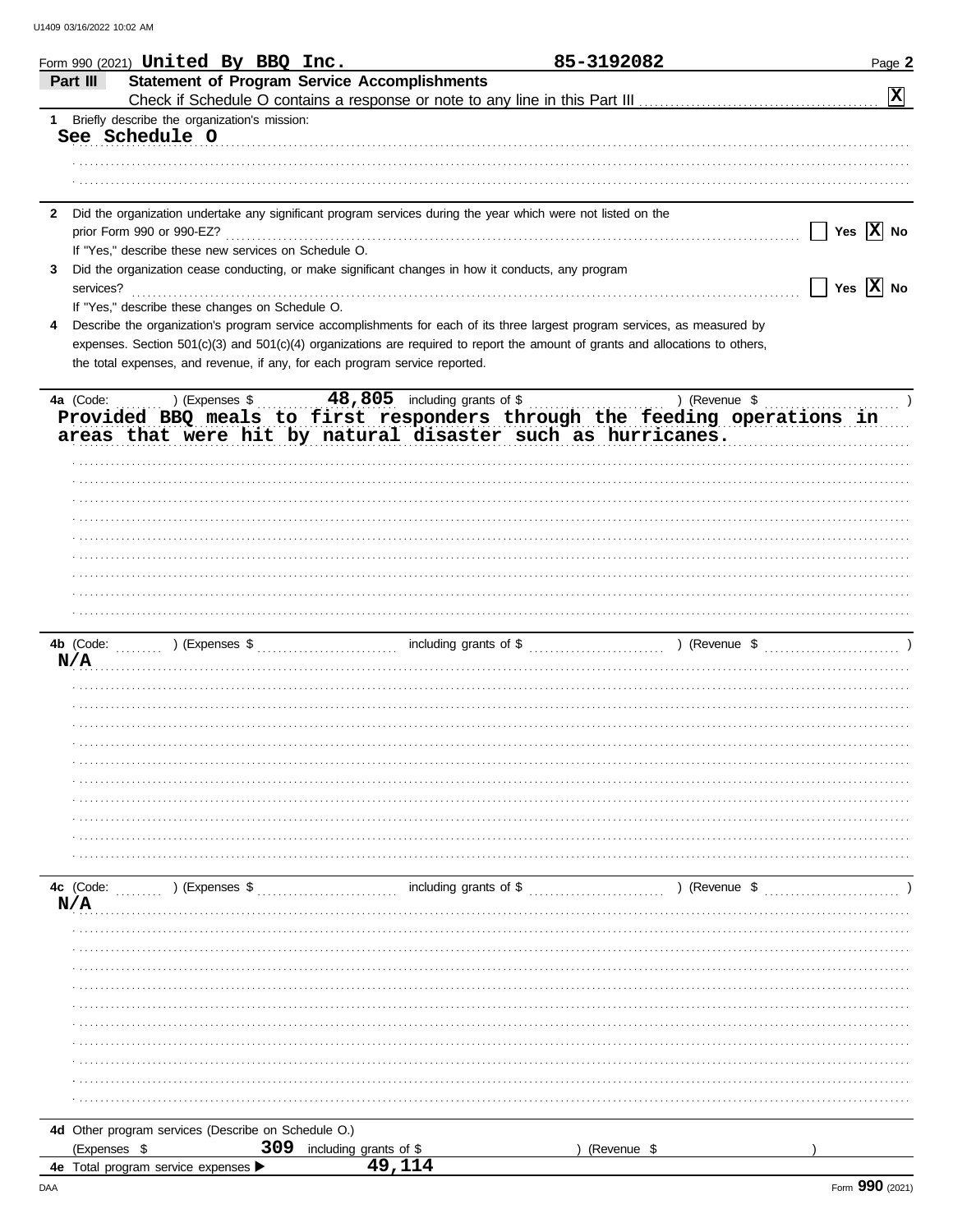Form 990 (2021) **United By BBQ Inc.** **85-3192082** Page **2**

## Part III Statement of Program Service Accomplishments

Check if Schedule O contains a response or note to any line in this Part III ..... [X]

**1** Briefly describe the organization's mission:

**See Schedule O**

**2** Did the organization undertake any significant program services during the year which were not listed on the prior Form 990 or 990-EZ? ..... [ ] Yes [X] No

If "Yes," describe these new services on Schedule O.

**3** Did the organization cease conducting, or make significant changes in how it conducts, any program services? ..... [ ] Yes [X] No

If "Yes," describe these changes on Schedule O.

**4** Describe the organization's program service accomplishments for each of its three largest program services, as measured by expenses. Section 501(c)(3) and 501(c)(4) organizations are required to report the amount of grants and allocations to others, the total expenses, and revenue, if any, for each program service reported.

**4a** (Code: ) (Expenses $ **48,805** including grants of $ ) (Revenue $ )

**Provided BBQ meals to first responders through the feeding operations in areas that were hit by natural disaster such as hurricanes.**

**4b** (Code: ) (Expenses $ including grants of $ ) (Revenue $ )

**N/A**

**4c** (Code: ) (Expenses $ including grants of $ ) (Revenue $ )

**N/A**

**4d** Other program services (Describe on Schedule O.)

(Expenses $ **309** including grants of $ ) (Revenue $ )

**4e** Total program service expenses ▶ **49,114**

Form **990** (2021)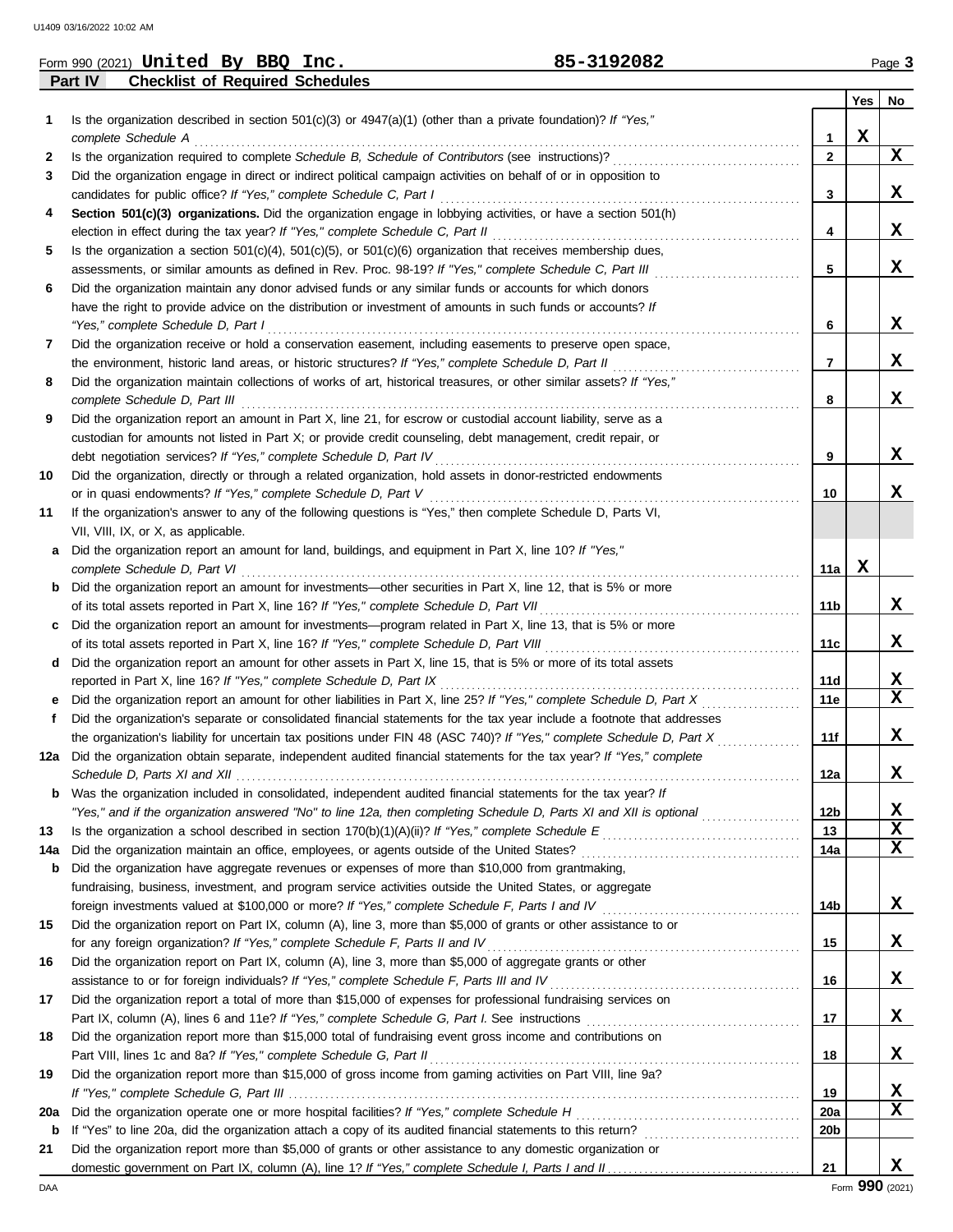Form 990 (2021) **United By BBQ Inc.** **85-3192082** Page **3**

## Part IV Checklist of Required Schedules

| | | | Yes | No |
|---|---|---|---|---|
| **1** | Is the organization described in section 501(c)(3) or 4947(a)(1) (other than a private foundation)? *If "Yes," complete Schedule A* | **1** | X | |
| **2** | Is the organization required to complete *Schedule B, Schedule of Contributors* (see instructions)? | **2** | | X |
| **3** | Did the organization engage in direct or indirect political campaign activities on behalf of or in opposition to candidates for public office? *If "Yes," complete Schedule C, Part I* | **3** | | X |
| **4** | **Section 501(c)(3) organizations.** Did the organization engage in lobbying activities, or have a section 501(h) election in effect during the tax year? *If "Yes," complete Schedule C, Part II* | **4** | | X |
| **5** | Is the organization a section 501(c)(4), 501(c)(5), or 501(c)(6) organization that receives membership dues, assessments, or similar amounts as defined in Rev. Proc. 98-19? *If "Yes," complete Schedule C, Part III* | **5** | | X |
| **6** | Did the organization maintain any donor advised funds or any similar funds or accounts for which donors have the right to provide advice on the distribution or investment of amounts in such funds or accounts? *If "Yes," complete Schedule D, Part I* | **6** | | X |
| **7** | Did the organization receive or hold a conservation easement, including easements to preserve open space, the environment, historic land areas, or historic structures? *If "Yes," complete Schedule D, Part II* | **7** | | X |
| **8** | Did the organization maintain collections of works of art, historical treasures, or other similar assets? *If "Yes," complete Schedule D, Part III* | **8** | | X |
| **9** | Did the organization report an amount in Part X, line 21, for escrow or custodial account liability, serve as a custodian for amounts not listed in Part X; or provide credit counseling, debt management, credit repair, or debt negotiation services? *If "Yes," complete Schedule D, Part IV* | **9** | | X |
| **10** | Did the organization, directly or through a related organization, hold assets in donor-restricted endowments or in quasi endowments? *If "Yes," complete Schedule D, Part V* | **10** | | X |
| **11** | If the organization's answer to any of the following questions is "Yes," then complete Schedule D, Parts VI, VII, VIII, IX, or X, as applicable. | | | |
| **a** | Did the organization report an amount for land, buildings, and equipment in Part X, line 10? *If "Yes," complete Schedule D, Part VI* | **11a** | X | |
| **b** | Did the organization report an amount for investments—other securities in Part X, line 12, that is 5% or more of its total assets reported in Part X, line 16? *If "Yes," complete Schedule D, Part VII* | **11b** | | X |
| **c** | Did the organization report an amount for investments—program related in Part X, line 13, that is 5% or more of its total assets reported in Part X, line 16? *If "Yes," complete Schedule D, Part VIII* | **11c** | | X |
| **d** | Did the organization report an amount for other assets in Part X, line 15, that is 5% or more of its total assets reported in Part X, line 16? *If "Yes," complete Schedule D, Part IX* | **11d** | | X |
| **e** | Did the organization report an amount for other liabilities in Part X, line 25? *If "Yes," complete Schedule D, Part X* | **11e** | | X |
| **f** | Did the organization's separate or consolidated financial statements for the tax year include a footnote that addresses the organization's liability for uncertain tax positions under FIN 48 (ASC 740)? *If "Yes," complete Schedule D, Part X* | **11f** | | X |
| **12a** | Did the organization obtain separate, independent audited financial statements for the tax year? *If "Yes," complete Schedule D, Parts XI and XII* | **12a** | | X |
| **b** | Was the organization included in consolidated, independent audited financial statements for the tax year? *If "Yes," and if the organization answered "No" to line 12a, then completing Schedule D, Parts XI and XII is optional* | **12b** | | X |
| **13** | Is the organization a school described in section 170(b)(1)(A)(ii)? *If "Yes," complete Schedule E* | **13** | | X |
| **14a** | Did the organization maintain an office, employees, or agents outside of the United States? | **14a** | | X |
| **b** | Did the organization have aggregate revenues or expenses of more than $10,000 from grantmaking, fundraising, business, investment, and program service activities outside the United States, or aggregate foreign investments valued at $100,000 or more? *If "Yes," complete Schedule F, Parts I and IV* | **14b** | | X |
| **15** | Did the organization report on Part IX, column (A), line 3, more than $5,000 of grants or other assistance to or for any foreign organization? *If "Yes," complete Schedule F, Parts II and IV* | **15** | | X |
| **16** | Did the organization report on Part IX, column (A), line 3, more than $5,000 of aggregate grants or other assistance to or for foreign individuals? *If "Yes," complete Schedule F, Parts III and IV* | **16** | | X |
| **17** | Did the organization report a total of more than $15,000 of expenses for professional fundraising services on Part IX, column (A), lines 6 and 11e? *If "Yes," complete Schedule G, Part I.* See instructions | **17** | | X |
| **18** | Did the organization report more than $15,000 total of fundraising event gross income and contributions on Part VIII, lines 1c and 8a? *If "Yes," complete Schedule G, Part II* | **18** | | X |
| **19** | Did the organization report more than $15,000 of gross income from gaming activities on Part VIII, line 9a? *If "Yes," complete Schedule G, Part III* | **19** | | X |
| **20a** | Did the organization operate one or more hospital facilities? *If "Yes," complete Schedule H* | **20a** | | X |
| **b** | If "Yes" to line 20a, did the organization attach a copy of its audited financial statements to this return? | **20b** | | |
| **21** | Did the organization report more than $5,000 of grants or other assistance to any domestic organization or domestic government on Part IX, column (A), line 1? *If "Yes," complete Schedule I, Parts I and II* | **21** | | X |

Form **990** (2021)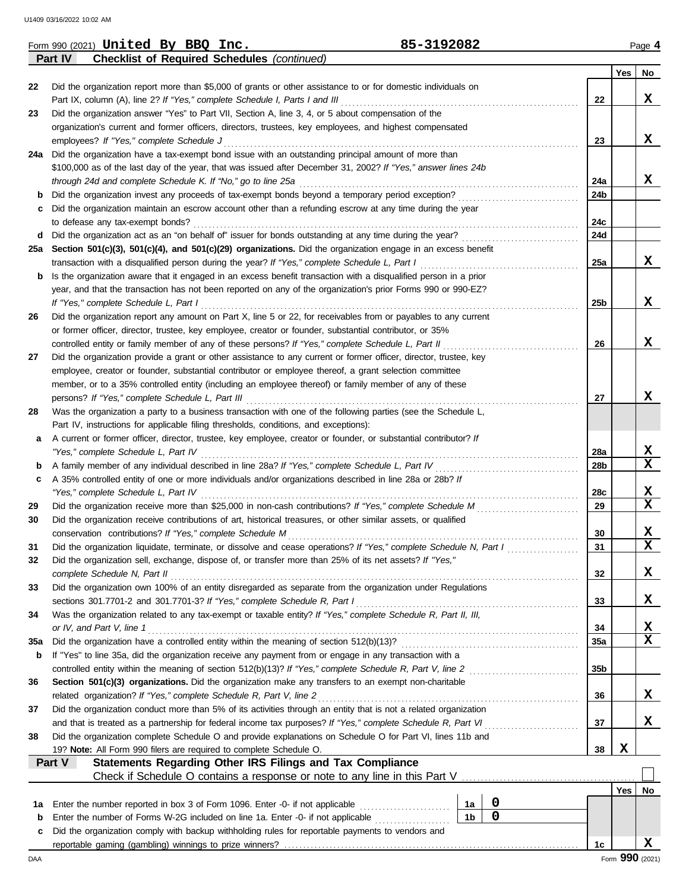Form 990 (2021) **United By BBQ Inc.** **85-3192082** Page **4**

**Part IV — Checklist of Required Schedules** *(continued)*

| | | | Yes | No |
|---|---|---|---|---|
| 22 | Did the organization report more than $5,000 of grants or other assistance to or for domestic individuals on Part IX, column (A), line 2? *If "Yes," complete Schedule I, Parts I and III* | 22 | | X |
| 23 | Did the organization answer "Yes" to Part VII, Section A, line 3, 4, or 5 about compensation of the organization's current and former officers, directors, trustees, key employees, and highest compensated employees? *If "Yes," complete Schedule J* | 23 | | X |
| 24a | Did the organization have a tax-exempt bond issue with an outstanding principal amount of more than $100,000 as of the last day of the year, that was issued after December 31, 2002? *If "Yes," answer lines 24b through 24d and complete Schedule K. If "No," go to line 25a* | 24a | | X |
| b | Did the organization invest any proceeds of tax-exempt bonds beyond a temporary period exception? | 24b | | |
| c | Did the organization maintain an escrow account other than a refunding escrow at any time during the year to defease any tax-exempt bonds? | 24c | | |
| d | Did the organization act as an "on behalf of" issuer for bonds outstanding at any time during the year? | 24d | | |
| 25a | **Section 501(c)(3), 501(c)(4), and 501(c)(29) organizations.** Did the organization engage in an excess benefit transaction with a disqualified person during the year? *If "Yes," complete Schedule L, Part I* | 25a | | X |
| b | Is the organization aware that it engaged in an excess benefit transaction with a disqualified person in a prior year, and that the transaction has not been reported on any of the organization's prior Forms 990 or 990-EZ? *If "Yes," complete Schedule L, Part I* | 25b | | X |
| 26 | Did the organization report any amount on Part X, line 5 or 22, for receivables from or payables to any current or former officer, director, trustee, key employee, creator or founder, substantial contributor, or 35% controlled entity or family member of any of these persons? *If "Yes," complete Schedule L, Part II* | 26 | | X |
| 27 | Did the organization provide a grant or other assistance to any current or former officer, director, trustee, key employee, creator or founder, substantial contributor or employee thereof, a grant selection committee member, or to a 35% controlled entity (including an employee thereof) or family member of any of these persons? *If "Yes," complete Schedule L, Part III* | 27 | | X |
| 28 | Was the organization a party to a business transaction with one of the following parties (see the Schedule L, Part IV instructions for applicable filing thresholds, conditions, and exceptions): | | | |
| a | A current or former officer, director, trustee, key employee, creator or founder, or substantial contributor? *If "Yes," complete Schedule L, Part IV* | 28a | | X |
| b | A family member of any individual described in line 28a? *If "Yes," complete Schedule L, Part IV* | 28b | | X |
| c | A 35% controlled entity of one or more individuals and/or organizations described in line 28a or 28b? *If "Yes," complete Schedule L, Part IV* | 28c | | X |
| 29 | Did the organization receive more than $25,000 in non-cash contributions? *If "Yes," complete Schedule M* | 29 | | X |
| 30 | Did the organization receive contributions of art, historical treasures, or other similar assets, or qualified conservation contributions? *If "Yes," complete Schedule M* | 30 | | X |
| 31 | Did the organization liquidate, terminate, or dissolve and cease operations? *If "Yes," complete Schedule N, Part I* | 31 | | X |
| 32 | Did the organization sell, exchange, dispose of, or transfer more than 25% of its net assets? *If "Yes," complete Schedule N, Part II* | 32 | | X |
| 33 | Did the organization own 100% of an entity disregarded as separate from the organization under Regulations sections 301.7701-2 and 301.7701-3? *If "Yes," complete Schedule R, Part I* | 33 | | X |
| 34 | Was the organization related to any tax-exempt or taxable entity? *If "Yes," complete Schedule R, Part II, III, or IV, and Part V, line 1* | 34 | | X |
| 35a | Did the organization have a controlled entity within the meaning of section 512(b)(13)? | 35a | | X |
| b | If "Yes" to line 35a, did the organization receive any payment from or engage in any transaction with a controlled entity within the meaning of section 512(b)(13)? *If "Yes," complete Schedule R, Part V, line 2* | 35b | | |
| 36 | **Section 501(c)(3) organizations.** Did the organization make any transfers to an exempt non-charitable related organization? *If "Yes," complete Schedule R, Part V, line 2* | 36 | | X |
| 37 | Did the organization conduct more than 5% of its activities through an entity that is not a related organization and that is treated as a partnership for federal income tax purposes? *If "Yes," complete Schedule R, Part VI* | 37 | | X |
| 38 | Did the organization complete Schedule O and provide explanations on Schedule O for Part VI, lines 11b and 19? **Note:** All Form 990 filers are required to complete Schedule O. | 38 | X | |

**Part V — Statements Regarding Other IRS Filings and Tax Compliance**

Check if Schedule O contains a response or note to any line in this Part V ☐

| | | | | | Yes | No |
|---|---|---|---|---|---|---|
| 1a | Enter the number reported in box 3 of Form 1096. Enter -0- if not applicable | 1a | 0 | | | |
| b | Enter the number of Forms W-2G included on line 1a. Enter -0- if not applicable | 1b | 0 | | | |
| c | Did the organization comply with backup withholding rules for reportable payments to vendors and reportable gaming (gambling) winnings to prize winners? | | | 1c | | X |

DAA Form **990** (2021)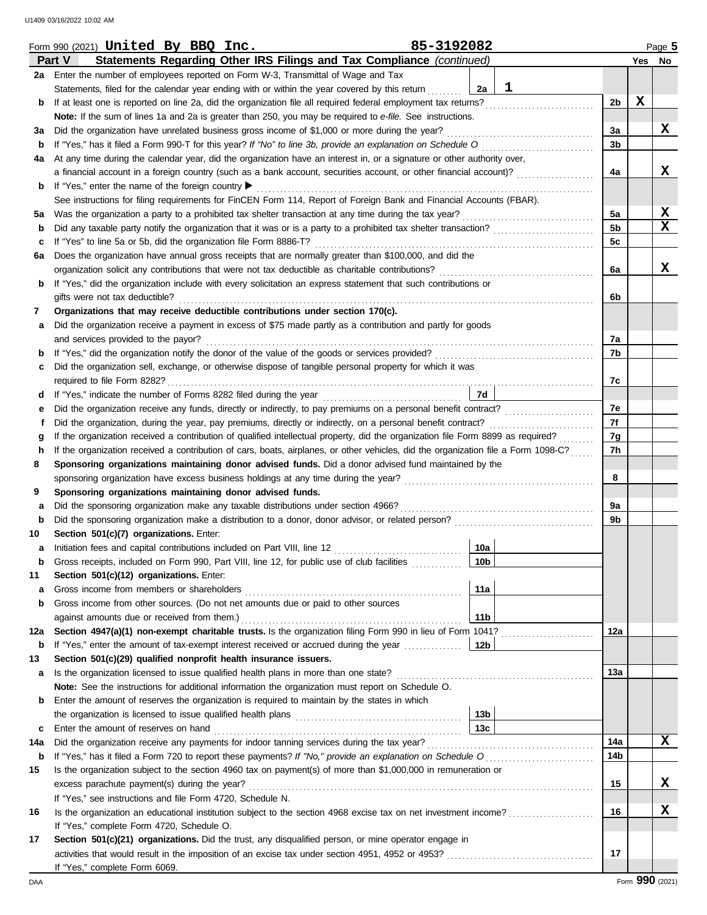Form 990 (2021) **United By BBQ Inc.** 85-3192082 Page **5**

## Part V Statements Regarding Other IRS Filings and Tax Compliance *(continued)*

| | | | | Line | Yes | No |
|---|---|---|---|---|---|---|
| **2a** | Enter the number of employees reported on Form W-3, Transmittal of Wage and Tax Statements, filed for the calendar year ending with or within the year covered by this return | 2a | 1 | | | |
| **b** | If at least one is reported on line 2a, did the organization file all required federal employment tax returns? | | | 2b | X | |
| | **Note:** If the sum of lines 1a and 2a is greater than 250, you may be required to *e-file.* See instructions. | | | | | |
| **3a** | Did the organization have unrelated business gross income of $1,000 or more during the year? | | | 3a | | X |
| **b** | If "Yes," has it filed a Form 990-T for this year? *If "No" to line 3b, provide an explanation on Schedule O* | | | 3b | | |
| **4a** | At any time during the calendar year, did the organization have an interest in, or a signature or other authority over, a financial account in a foreign country (such as a bank account, securities account, or other financial account)? | | | 4a | | X |
| **b** | If "Yes," enter the name of the foreign country ▶ | | | | | |
| | See instructions for filing requirements for FinCEN Form 114, Report of Foreign Bank and Financial Accounts (FBAR). | | | | | |
| **5a** | Was the organization a party to a prohibited tax shelter transaction at any time during the tax year? | | | 5a | | X |
| **b** | Did any taxable party notify the organization that it was or is a party to a prohibited tax shelter transaction? | | | 5b | | X |
| **c** | If "Yes" to line 5a or 5b, did the organization file Form 8886-T? | | | 5c | | |
| **6a** | Does the organization have annual gross receipts that are normally greater than $100,000, and did the organization solicit any contributions that were not tax deductible as charitable contributions? | | | 6a | | X |
| **b** | If "Yes," did the organization include with every solicitation an express statement that such contributions or gifts were not tax deductible? | | | 6b | | |
| **7** | **Organizations that may receive deductible contributions under section 170(c).** | | | | | |
| **a** | Did the organization receive a payment in excess of $75 made partly as a contribution and partly for goods and services provided to the payor? | | | 7a | | |
| **b** | If "Yes," did the organization notify the donor of the value of the goods or services provided? | | | 7b | | |
| **c** | Did the organization sell, exchange, or otherwise dispose of tangible personal property for which it was required to file Form 8282? | | | 7c | | |
| **d** | If "Yes," indicate the number of Forms 8282 filed during the year | 7d | | | | |
| **e** | Did the organization receive any funds, directly or indirectly, to pay premiums on a personal benefit contract? | | | 7e | | |
| **f** | Did the organization, during the year, pay premiums, directly or indirectly, on a personal benefit contract? | | | 7f | | |
| **g** | If the organization received a contribution of qualified intellectual property, did the organization file Form 8899 as required? | | | 7g | | |
| **h** | If the organization received a contribution of cars, boats, airplanes, or other vehicles, did the organization file a Form 1098-C? | | | 7h | | |
| **8** | **Sponsoring organizations maintaining donor advised funds.** Did a donor advised fund maintained by the sponsoring organization have excess business holdings at any time during the year? | | | 8 | | |
| **9** | **Sponsoring organizations maintaining donor advised funds.** | | | | | |
| **a** | Did the sponsoring organization make any taxable distributions under section 4966? | | | 9a | | |
| **b** | Did the sponsoring organization make a distribution to a donor, donor advisor, or related person? | | | 9b | | |
| **10** | **Section 501(c)(7) organizations.** Enter: | | | | | |
| **a** | Initiation fees and capital contributions included on Part VIII, line 12 | 10a | | | | |
| **b** | Gross receipts, included on Form 990, Part VIII, line 12, for public use of club facilities | 10b | | | | |
| **11** | **Section 501(c)(12) organizations.** Enter: | | | | | |
| **a** | Gross income from members or shareholders | 11a | | | | |
| **b** | Gross income from other sources. (Do not net amounts due or paid to other sources against amounts due or received from them.) | 11b | | | | |
| **12a** | **Section 4947(a)(1) non-exempt charitable trusts.** Is the organization filing Form 990 in lieu of Form 1041? | | | 12a | | |
| **b** | If "Yes," enter the amount of tax-exempt interest received or accrued during the year | 12b | | | | |
| **13** | **Section 501(c)(29) qualified nonprofit health insurance issuers.** | | | | | |
| **a** | Is the organization licensed to issue qualified health plans in more than one state? | | | 13a | | |
| | **Note:** See the instructions for additional information the organization must report on Schedule O. | | | | | |
| **b** | Enter the amount of reserves the organization is required to maintain by the states in which the organization is licensed to issue qualified health plans | 13b | | | | |
| **c** | Enter the amount of reserves on hand | 13c | | | | |
| **14a** | Did the organization receive any payments for indoor tanning services during the tax year? | | | 14a | | X |
| **b** | If "Yes," has it filed a Form 720 to report these payments? *If "No," provide an explanation on Schedule O* | | | 14b | | |
| **15** | Is the organization subject to the section 4960 tax on payment(s) of more than $1,000,000 in remuneration or excess parachute payment(s) during the year? | | | 15 | | X |
| | If "Yes," see instructions and file Form 4720, Schedule N. | | | | | |
| **16** | Is the organization an educational institution subject to the section 4968 excise tax on net investment income? | | | 16 | | X |
| | If "Yes," complete Form 4720, Schedule O. | | | | | |
| **17** | **Section 501(c)(21) organizations.** Did the trust, any disqualified person, or mine operator engage in activities that would result in the imposition of an excise tax under section 4951, 4952 or 4953? | | | 17 | | |
| | If "Yes," complete Form 6069. | | | | | |

Form **990** (2021)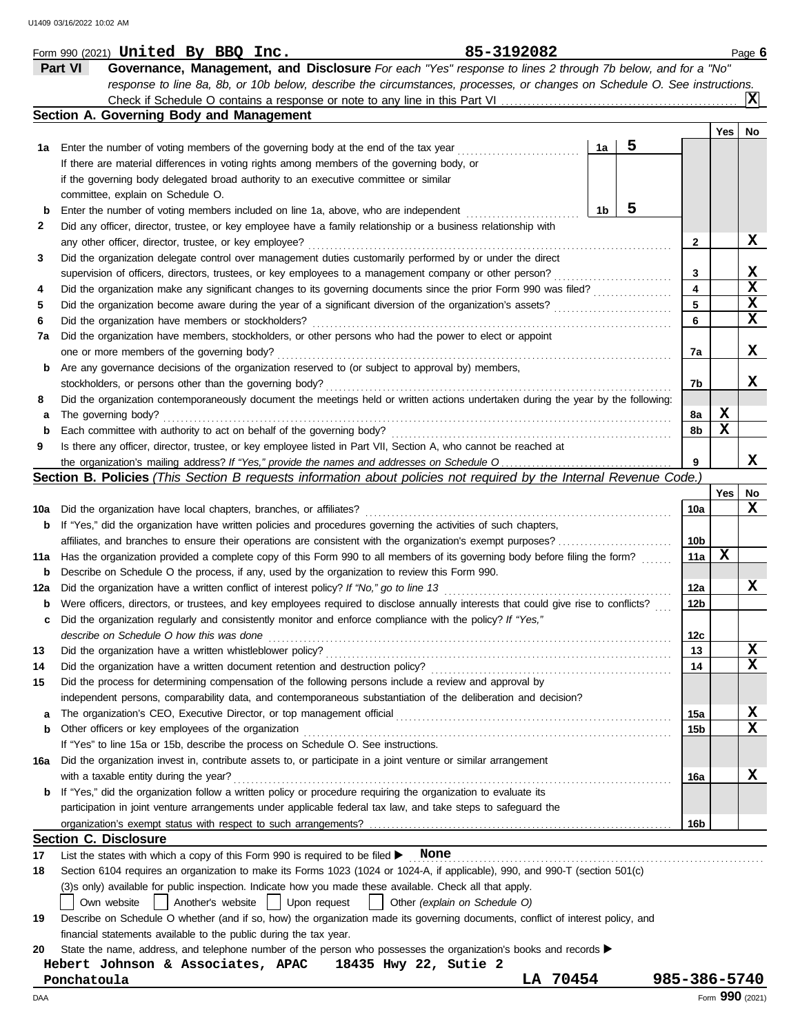Form 990 (2021) **United By BBQ Inc.** **85-3192082**

**Part VI — Governance, Management, and Disclosure** *For each "Yes" response to lines 2 through 7b below, and for a "No" response to line 8a, 8b, or 10b below, describe the circumstances, processes, or changes on Schedule O. See instructions.*

Check if Schedule O contains a response or note to any line in this Part VI ... **X**

## Section A. Governing Body and Management

| | | | | Yes | No |
|---|---|---|---|---|---|
| 1a | Enter the number of voting members of the governing body at the end of the tax year | 1a | 5 | | |
| | If there are material differences in voting rights among members of the governing body, or if the governing body delegated broad authority to an executive committee or similar committee, explain on Schedule O. | | | | |
| b | Enter the number of voting members included on line 1a, above, who are independent | 1b | 5 | | |
| 2 | Did any officer, director, trustee, or key employee have a family relationship or a business relationship with any other officer, director, trustee, or key employee? | 2 | | | X |
| 3 | Did the organization delegate control over management duties customarily performed by or under the direct supervision of officers, directors, trustees, or key employees to a management company or other person? | 3 | | | X |
| 4 | Did the organization make any significant changes to its governing documents since the prior Form 990 was filed? | 4 | | | X |
| 5 | Did the organization become aware during the year of a significant diversion of the organization's assets? | 5 | | | X |
| 6 | Did the organization have members or stockholders? | 6 | | | X |
| 7a | Did the organization have members, stockholders, or other persons who had the power to elect or appoint one or more members of the governing body? | 7a | | | X |
| b | Are any governance decisions of the organization reserved to (or subject to approval by) members, stockholders, or persons other than the governing body? | 7b | | | X |
| 8 | Did the organization contemporaneously document the meetings held or written actions undertaken during the year by the following: | | | | |
| a | The governing body? | 8a | | X | |
| b | Each committee with authority to act on behalf of the governing body? | 8b | | X | |
| 9 | Is there any officer, director, trustee, or key employee listed in Part VII, Section A, who cannot be reached at the organization's mailing address? *If "Yes," provide the names and addresses on Schedule O* | 9 | | | X |

## Section B. Policies *(This Section B requests information about policies not required by the Internal Revenue Code.)*

| | | | Yes | No |
|---|---|---|---|---|
| 10a | Did the organization have local chapters, branches, or affiliates? | 10a | | X |
| b | If "Yes," did the organization have written policies and procedures governing the activities of such chapters, affiliates, and branches to ensure their operations are consistent with the organization's exempt purposes? | 10b | | |
| 11a | Has the organization provided a complete copy of this Form 990 to all members of its governing body before filing the form? | 11a | X | |
| b | Describe on Schedule O the process, if any, used by the organization to review this Form 990. | | | |
| 12a | Did the organization have a written conflict of interest policy? *If "No," go to line 13* | 12a | | X |
| b | Were officers, directors, or trustees, and key employees required to disclose annually interests that could give rise to conflicts? | 12b | | |
| c | Did the organization regularly and consistently monitor and enforce compliance with the policy? *If "Yes," describe on Schedule O how this was done* | 12c | | |
| 13 | Did the organization have a written whistleblower policy? | 13 | | X |
| 14 | Did the organization have a written document retention and destruction policy? | 14 | | X |
| 15 | Did the process for determining compensation of the following persons include a review and approval by independent persons, comparability data, and contemporaneous substantiation of the deliberation and decision? | | | |
| a | The organization's CEO, Executive Director, or top management official | 15a | | X |
| b | Other officers or key employees of the organization | 15b | | X |
| | If "Yes" to line 15a or 15b, describe the process on Schedule O. See instructions. | | | |
| 16a | Did the organization invest in, contribute assets to, or participate in a joint venture or similar arrangement with a taxable entity during the year? | 16a | | X |
| b | If "Yes," did the organization follow a written policy or procedure requiring the organization to evaluate its participation in joint venture arrangements under applicable federal tax law, and take steps to safeguard the organization's exempt status with respect to such arrangements? | 16b | | |

## Section C. Disclosure

17 List the states with which a copy of this Form 990 is required to be filed ▶ **None**

18 Section 6104 requires an organization to make its Forms 1023 (1024 or 1024-A, if applicable), 990, and 990-T (section 501(c)(3)s only) available for public inspection. Indicate how you made these available. Check all that apply.

☐ Own website ☐ Another's website ☐ Upon request ☐ Other *(explain on Schedule O)*

19 Describe on Schedule O whether (and if so, how) the organization made its governing documents, conflict of interest policy, and financial statements available to the public during the tax year.

20 State the name, address, and telephone number of the person who possesses the organization's books and records ▶

**Hebert Johnson & Associates, APAC 18435 Hwy 22, Sutie 2**
**Ponchatoula LA 70454 985-386-5740**

Form **990** (2021)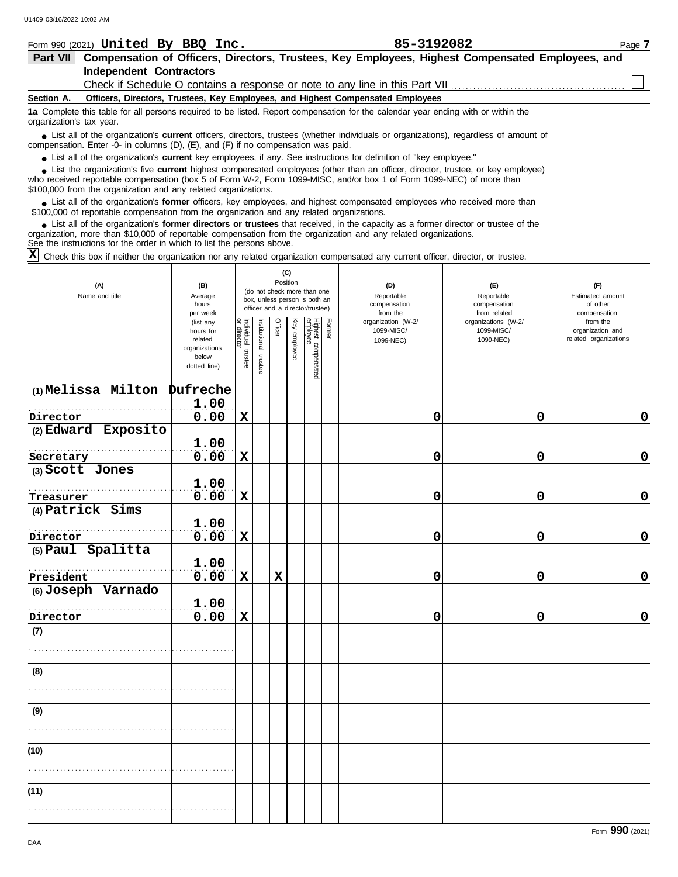Form 990 (2021) **United By BBQ Inc.** **85-3192082**

## Part VII Compensation of Officers, Directors, Trustees, Key Employees, Highest Compensated Employees, and Independent Contractors

Check if Schedule O contains a response or note to any line in this Part VII . . . . . . . . . . . . . . . . . . . . . . . . . . . . . . . . . . . . . . . . . . . . . ☐

**Section A. Officers, Directors, Trustees, Key Employees, and Highest Compensated Employees**

**1a** Complete this table for all persons required to be listed. Report compensation for the calendar year ending with or within the organization's tax year.

- List all of the organization's **current** officers, directors, trustees (whether individuals or organizations), regardless of amount of compensation. Enter -0- in columns (D), (E), and (F) if no compensation was paid.
- List all of the organization's **current** key employees, if any. See instructions for definition of "key employee."
- List the organization's five **current** highest compensated employees (other than an officer, director, trustee, or key employee) who received reportable compensation (box 5 of Form W-2, Form 1099-MISC, and/or box 1 of Form 1099-NEC) of more than $100,000 from the organization and any related organizations.
- List all of the organization's **former** officers, key employees, and highest compensated employees who received more than $100,000 of reportable compensation from the organization and any related organizations.
- List all of the organization's **former directors or trustees** that received, in the capacity as a former director or trustee of the organization, more than $10,000 of reportable compensation from the organization and any related organizations.

See the instructions for the order in which to list the persons above.

☒ Check this box if neither the organization nor any related organization compensated any current officer, director, or trustee.

| (A) Name and title | (B) Average hours per week (list any hours for related organizations below dotted line) | (C) Position (do not check more than one box, unless person is both an officer and a director/trustee) | | | | | | (D) Reportable compensation from the organization (W-2/ 1099-MISC/ 1099-NEC) | (E) Reportable compensation from related organizations (W-2/ 1099-MISC/ 1099-NEC) | (F) Estimated amount of other compensation from the organization and related organizations |
|---|---|---|---|---|---|---|---|---|---|---|
| | | Individual trustee or director | Institutional trustee | Officer | Key employee | Highest compensated employee | Former | | | |
| (1) Melissa Milton Dufreche<br>Director | 1.00<br>0.00 | X | | | | | | 0 | 0 | 0 |
| (2) Edward Exposito<br>Secretary | 1.00<br>0.00 | X | | | | | | 0 | 0 | 0 |
| (3) Scott Jones<br>Treasurer | 1.00<br>0.00 | X | | | | | | 0 | 0 | 0 |
| (4) Patrick Sims<br>Director | 1.00<br>0.00 | X | | | | | | 0 | 0 | 0 |
| (5) Paul Spalitta<br>President | 1.00<br>0.00 | X | | X | | | | 0 | 0 | 0 |
| (6) Joseph Varnado<br>Director | 1.00<br>0.00 | X | | | | | | 0 | 0 | 0 |
| (7) | | | | | | | | | | |
| (8) | | | | | | | | | | |
| (9) | | | | | | | | | | |
| (10) | | | | | | | | | | |
| (11) | | | | | | | | | | |

Form **990** (2021)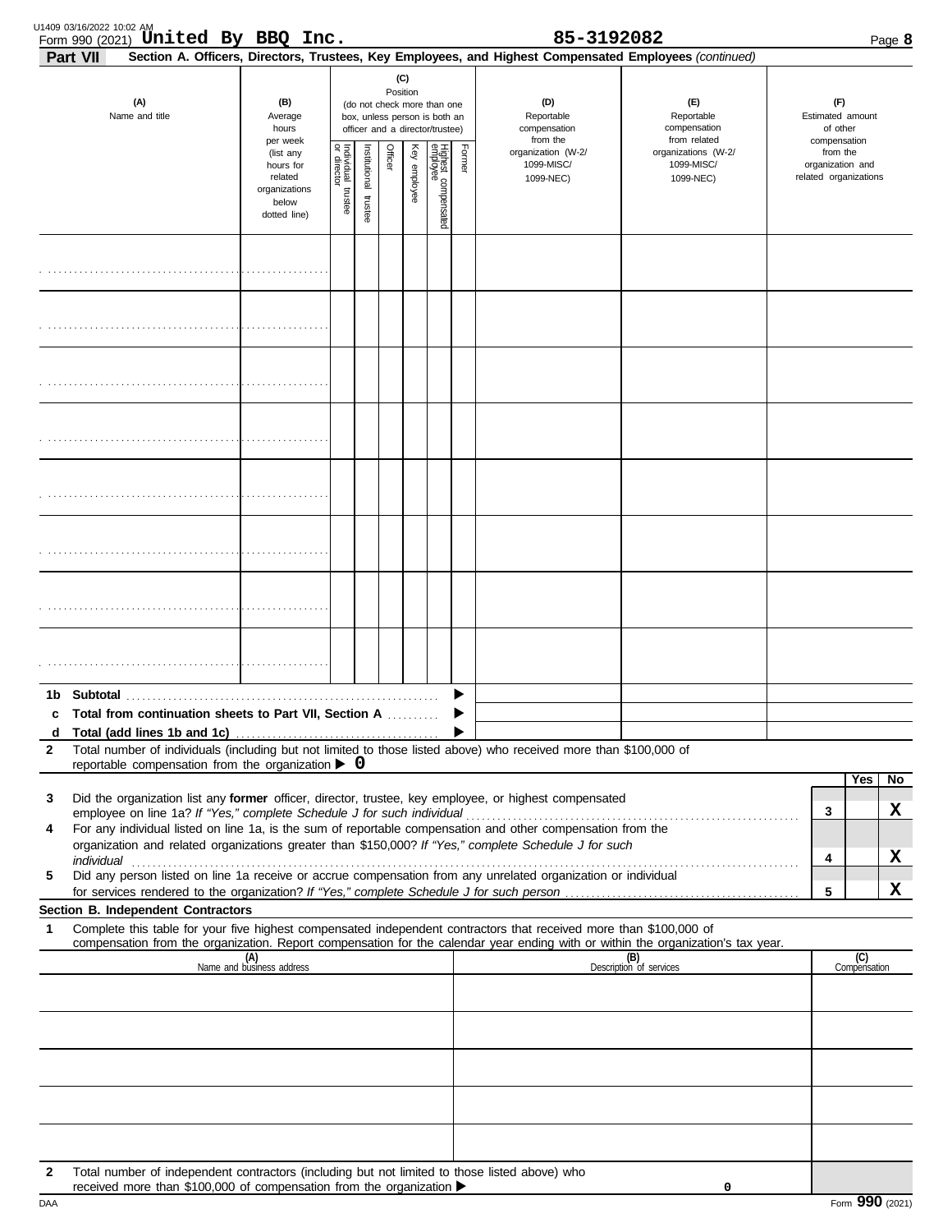Form 990 (2021) **United By BBQ Inc.** **85-3192082**

**Part VII** **Section A. Officers, Directors, Trustees, Key Employees, and Highest Compensated Employees** *(continued)*

| (A) Name and title | (B) Average hours per week (list any hours for related organizations below dotted line) | (C) Position (do not check more than one box, unless person is both an officer and a director/trustee) | | | | | | (D) Reportable compensation from the organization (W-2/ 1099-MISC/ 1099-NEC) | (E) Reportable compensation from related organizations (W-2/ 1099-MISC/ 1099-NEC) | (F) Estimated amount of other compensation from the organization and related organizations |
|---|---|---|---|---|---|---|---|---|---|---|
| | | Individual trustee or director | Institutional trustee | Officer | Key employee | Highest compensated employee | Former | | | |
| | | | | | | | | | | |
| | | | | | | | | | | |
| | | | | | | | | | | |
| | | | | | | | | | | |
| | | | | | | | | | | |
| | | | | | | | | | | |
| | | | | | | | | | | |
| | | | | | | | | | | |

**1b Subtotal** ▶

**c Total from continuation sheets to Part VII, Section A** ▶

**d Total (add lines 1b and 1c)** ▶

**2** Total number of individuals (including but not limited to those listed above) who received more than $100,000 of reportable compensation from the organization ▶ **0**

| | | | Yes | No |
|---|---|---|---|---|
| **3** | Did the organization list any **former** officer, director, trustee, key employee, or highest compensated employee on line 1a? *If "Yes," complete Schedule J for such individual* | 3 | | **X** |
| **4** | For any individual listed on line 1a, is the sum of reportable compensation and other compensation from the organization and related organizations greater than $150,000? *If "Yes," complete Schedule J for such individual* | 4 | | **X** |
| **5** | Did any person listed on line 1a receive or accrue compensation from any unrelated organization or individual for services rendered to the organization? *If "Yes," complete Schedule J for such person* | 5 | | **X** |

**Section B. Independent Contractors**

**1** Complete this table for your five highest compensated independent contractors that received more than $100,000 of compensation from the organization. Report compensation for the calendar year ending with or within the organization's tax year.

| (A) Name and business address | (B) Description of services | (C) Compensation |
|---|---|---|
| | | |
| | | |
| | | |
| | | |
| | | |

**2** Total number of independent contractors (including but not limited to those listed above) who received more than $100,000 of compensation from the organization ▶ **0**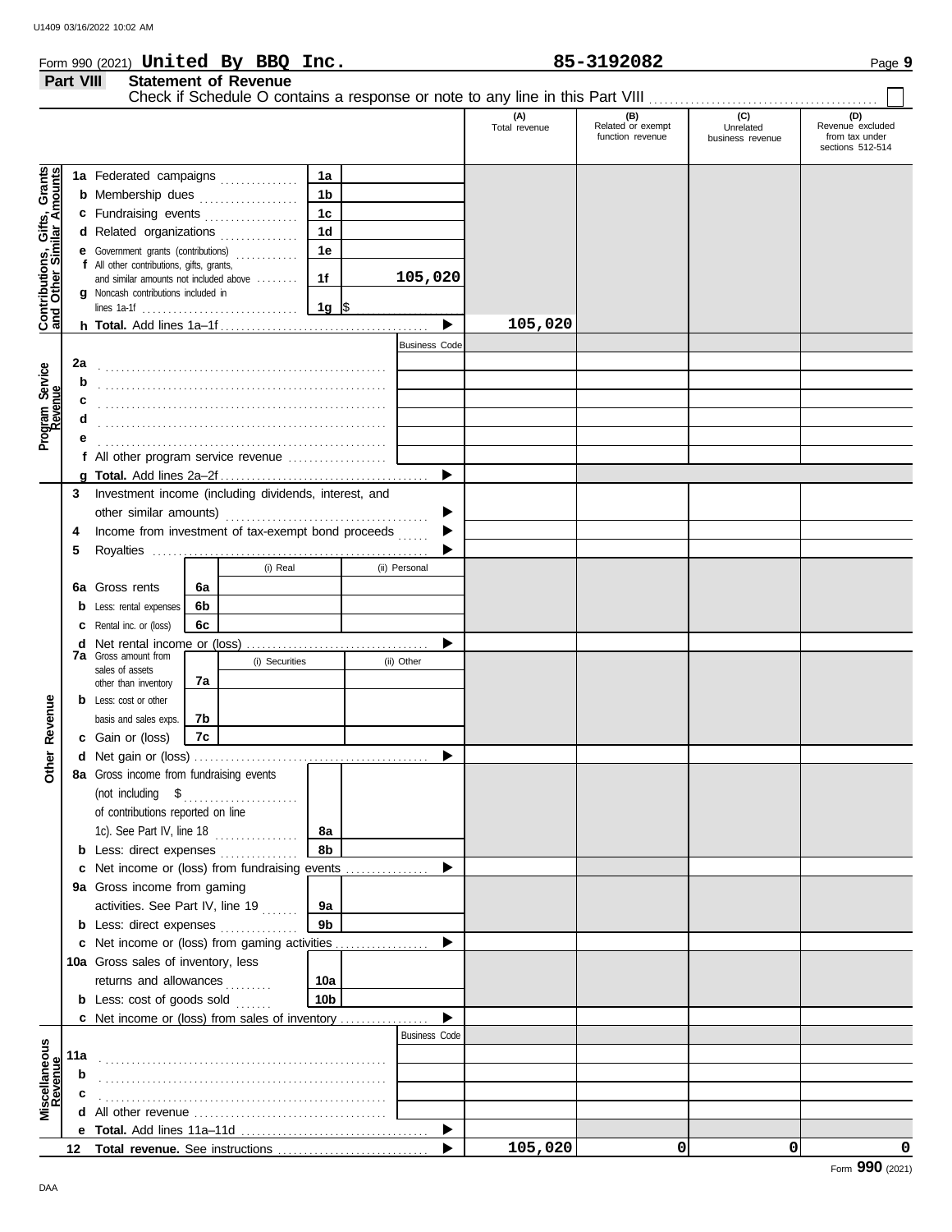Form 990 (2021) **United By BBQ Inc.** **85-3192082** Page **9**

## Part VIII Statement of Revenue

Check if Schedule O contains a response or note to any line in this Part VIII ☐

| | | | | (A) Total revenue | (B) Related or exempt function revenue | (C) Unrelated business revenue | (D) Revenue excluded from tax under sections 512-514 |
|---|---|---|---|---|---|---|---|
| **Contributions, Gifts, Grants and Other Similar Amounts** | 1a Federated campaigns | 1a | | | | | |
| | b Membership dues | 1b | | | | | |
| | c Fundraising events | 1c | | | | | |
| | d Related organizations | 1d | | | | | |
| | e Government grants (contributions) | 1e | | | | | |
| | f All other contributions, gifts, grants, and similar amounts not included above | 1f | 105,020 | | | | |
| | g Noncash contributions included in lines 1a-1f | 1g | $ | | | | |
| | h **Total.** Add lines 1a–1f | | ▶ | 105,020 | | | |
| **Program Service Revenue** | | | Business Code | | | | |
| | 2a | | | | | | |
| | b | | | | | | |
| | c | | | | | | |
| | d | | | | | | |
| | e | | | | | | |
| | f All other program service revenue | | | | | | |
| | g **Total.** Add lines 2a–2f | | ▶ | | | | |
| **Other Revenue** | 3 Investment income (including dividends, interest, and other similar amounts) | | ▶ | | | | |
| | 4 Income from investment of tax-exempt bond proceeds | | ▶ | | | | |
| | 5 Royalties | | ▶ | | | | |
| | | (i) Real | (ii) Personal | | | | |
| | 6a Gross rents | 6a | | | | | |
| | b Less: rental expenses | 6b | | | | | |
| | c Rental inc. or (loss) | 6c | | | | | |
| | d Net rental income or (loss) | | ▶ | | | | |
| | | (i) Securities | (ii) Other | | | | |
| | 7a Gross amount from sales of assets other than inventory | 7a | | | | | |
| | b Less: cost or other basis and sales exps. | 7b | | | | | |
| | c Gain or (loss) | 7c | | | | | |
| | d Net gain or (loss) | | ▶ | | | | |
| | 8a Gross income from fundraising events (not including $ of contributions reported on line 1c). See Part IV, line 18 | 8a | | | | | |
| | b Less: direct expenses | 8b | | | | | |
| | c Net income or (loss) from fundraising events | | ▶ | | | | |
| | 9a Gross income from gaming activities. See Part IV, line 19 | 9a | | | | | |
| | b Less: direct expenses | 9b | | | | | |
| | c Net income or (loss) from gaming activities | | ▶ | | | | |
| | 10a Gross sales of inventory, less returns and allowances | 10a | | | | | |
| | b Less: cost of goods sold | 10b | | | | | |
| | c Net income or (loss) from sales of inventory | | ▶ | | | | |
| **Miscellaneous Revenue** | | | Business Code | | | | |
| | 11a | | | | | | |
| | b | | | | | | |
| | c | | | | | | |
| | d All other revenue | | | | | | |
| | e **Total.** Add lines 11a–11d | | ▶ | | | | |
| | 12 **Total revenue.** See instructions | | ▶ | 105,020 | 0 | 0 | 0 |

Form **990** (2021)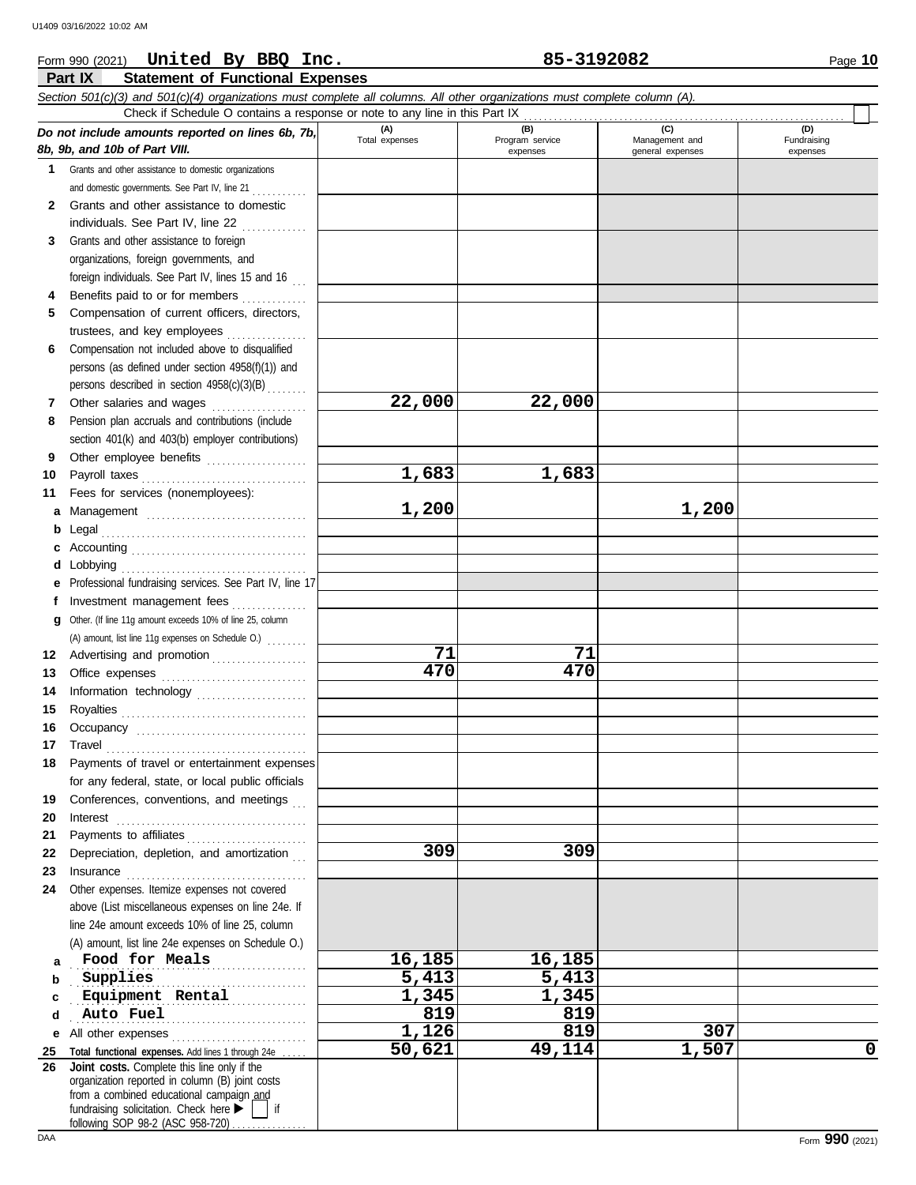Form 990 (2021) **United By BBQ Inc.** **85-3192082**

## Part IX Statement of Functional Expenses

*Section 501(c)(3) and 501(c)(4) organizations must complete all columns. All other organizations must complete column (A).*

Check if Schedule O contains a response or note to any line in this Part IX

| *Do not include amounts reported on lines 6b, 7b, 8b, 9b, and 10b of Part VIII.* | (A) Total expenses | (B) Program service expenses | (C) Management and general expenses | (D) Fundraising expenses |
|---|---|---|---|---|
| **1** Grants and other assistance to domestic organizations and domestic governments. See Part IV, line 21 | | | | |
| **2** Grants and other assistance to domestic individuals. See Part IV, line 22 | | | | |
| **3** Grants and other assistance to foreign organizations, foreign governments, and foreign individuals. See Part IV, lines 15 and 16 | | | | |
| **4** Benefits paid to or for members | | | | |
| **5** Compensation of current officers, directors, trustees, and key employees | | | | |
| **6** Compensation not included above to disqualified persons (as defined under section 4958(f)(1)) and persons described in section 4958(c)(3)(B) | | | | |
| **7** Other salaries and wages | 22,000 | 22,000 | | |
| **8** Pension plan accruals and contributions (include section 401(k) and 403(b) employer contributions) | | | | |
| **9** Other employee benefits | | | | |
| **10** Payroll taxes | 1,683 | 1,683 | | |
| **11** Fees for services (nonemployees): | | | | |
| **a** Management | 1,200 | | 1,200 | |
| **b** Legal | | | | |
| **c** Accounting | | | | |
| **d** Lobbying | | | | |
| **e** Professional fundraising services. See Part IV, line 17 | | | | |
| **f** Investment management fees | | | | |
| **g** Other. (If line 11g amount exceeds 10% of line 25, column (A) amount, list line 11g expenses on Schedule O.) | | | | |
| **12** Advertising and promotion | 71 | 71 | | |
| **13** Office expenses | 470 | 470 | | |
| **14** Information technology | | | | |
| **15** Royalties | | | | |
| **16** Occupancy | | | | |
| **17** Travel | | | | |
| **18** Payments of travel or entertainment expenses for any federal, state, or local public officials | | | | |
| **19** Conferences, conventions, and meetings | | | | |
| **20** Interest | | | | |
| **21** Payments to affiliates | | | | |
| **22** Depreciation, depletion, and amortization | 309 | 309 | | |
| **23** Insurance | | | | |
| **24** Other expenses. Itemize expenses not covered above (List miscellaneous expenses on line 24e. If line 24e amount exceeds 10% of line 25, column (A) amount, list line 24e expenses on Schedule O.) | | | | |
| **a** Food for Meals | 16,185 | 16,185 | | |
| **b** Supplies | 5,413 | 5,413 | | |
| **c** Equipment Rental | 1,345 | 1,345 | | |
| **d** Auto Fuel | 819 | 819 | | |
| **e** All other expenses | 1,126 | 819 | 307 | |
| **25 Total functional expenses.** Add lines 1 through 24e | 50,621 | 49,114 | 1,507 | 0 |
| **26 Joint costs.** Complete this line only if the organization reported in column (B) joint costs from a combined educational campaign and fundraising solicitation. Check here ▶ ☐ if following SOP 98-2 (ASC 958-720) | | | | |

Form **990** (2021)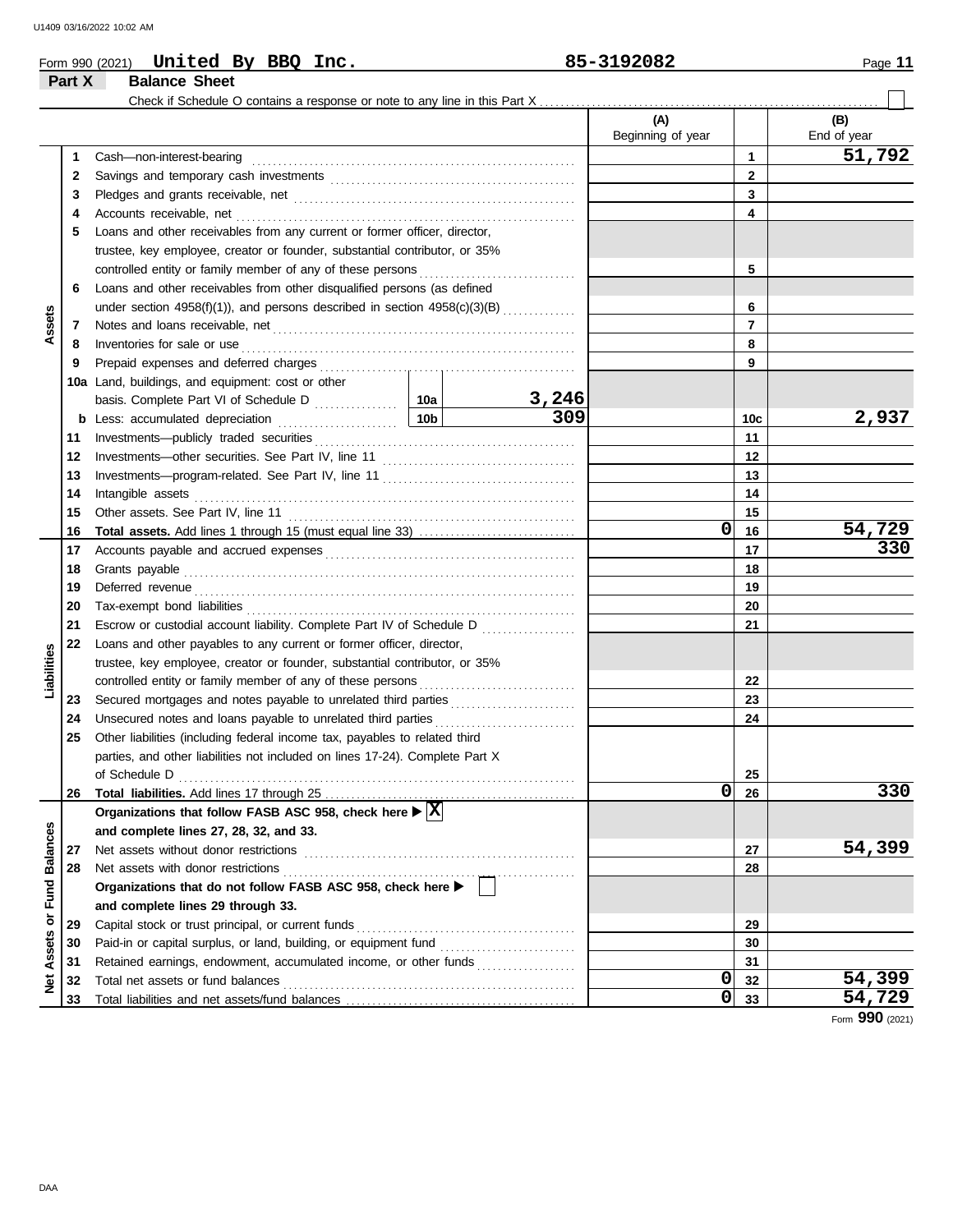Form 990 (2021) **United By BBQ Inc.** **85-3192082** Page **11**

**Part X Balance Sheet**

Check if Schedule O contains a response or note to any line in this Part X ☐

| | | | | | (A) Beginning of year | | (B) End of year |
|---|---|---|---|---|---|---|---|
| **Assets** | 1 | Cash—non-interest-bearing | | | | 1 | 51,792 |
| | 2 | Savings and temporary cash investments | | | | 2 | |
| | 3 | Pledges and grants receivable, net | | | | 3 | |
| | 4 | Accounts receivable, net | | | | 4 | |
| | 5 | Loans and other receivables from any current or former officer, director, trustee, key employee, creator or founder, substantial contributor, or 35% controlled entity or family member of any of these persons | | | | 5 | |
| | 6 | Loans and other receivables from other disqualified persons (as defined under section 4958(f)(1)), and persons described in section 4958(c)(3)(B) | | | | 6 | |
| | 7 | Notes and loans receivable, net | | | | 7 | |
| | 8 | Inventories for sale or use | | | | 8 | |
| | 9 | Prepaid expenses and deferred charges | | | | 9 | |
| | 10a | Land, buildings, and equipment: cost or other basis. Complete Part VI of Schedule D | 10a | 3,246 | | | |
| | b | Less: accumulated depreciation | 10b | 309 | | 10c | 2,937 |
| | 11 | Investments—publicly traded securities | | | | 11 | |
| | 12 | Investments—other securities. See Part IV, line 11 | | | | 12 | |
| | 13 | Investments—program-related. See Part IV, line 11 | | | | 13 | |
| | 14 | Intangible assets | | | | 14 | |
| | 15 | Other assets. See Part IV, line 11 | | | | 15 | |
| | 16 | **Total assets.** Add lines 1 through 15 (must equal line 33) | | | 0 | 16 | 54,729 |
| **Liabilities** | 17 | Accounts payable and accrued expenses | | | | 17 | 330 |
| | 18 | Grants payable | | | | 18 | |
| | 19 | Deferred revenue | | | | 19 | |
| | 20 | Tax-exempt bond liabilities | | | | 20 | |
| | 21 | Escrow or custodial account liability. Complete Part IV of Schedule D | | | | 21 | |
| | 22 | Loans and other payables to any current or former officer, director, trustee, key employee, creator or founder, substantial contributor, or 35% controlled entity or family member of any of these persons | | | | 22 | |
| | 23 | Secured mortgages and notes payable to unrelated third parties | | | | 23 | |
| | 24 | Unsecured notes and loans payable to unrelated third parties | | | | 24 | |
| | 25 | Other liabilities (including federal income tax, payables to related third parties, and other liabilities not included on lines 17-24). Complete Part X of Schedule D | | | | 25 | |
| | 26 | **Total liabilities.** Add lines 17 through 25 | | | 0 | 26 | 330 |
| **Net Assets or Fund Balances** | | **Organizations that follow FASB ASC 958, check here ▶ ☒ and complete lines 27, 28, 32, and 33.** | | | | | |
| | 27 | Net assets without donor restrictions | | | | 27 | 54,399 |
| | 28 | Net assets with donor restrictions | | | | 28 | |
| | | **Organizations that do not follow FASB ASC 958, check here ▶ ☐ and complete lines 29 through 33.** | | | | | |
| | 29 | Capital stock or trust principal, or current funds | | | | 29 | |
| | 30 | Paid-in or capital surplus, or land, building, or equipment fund | | | | 30 | |
| | 31 | Retained earnings, endowment, accumulated income, or other funds | | | | 31 | |
| | 32 | Total net assets or fund balances | | | 0 | 32 | 54,399 |
| | 33 | Total liabilities and net assets/fund balances | | | 0 | 33 | 54,729 |

Form **990** (2021)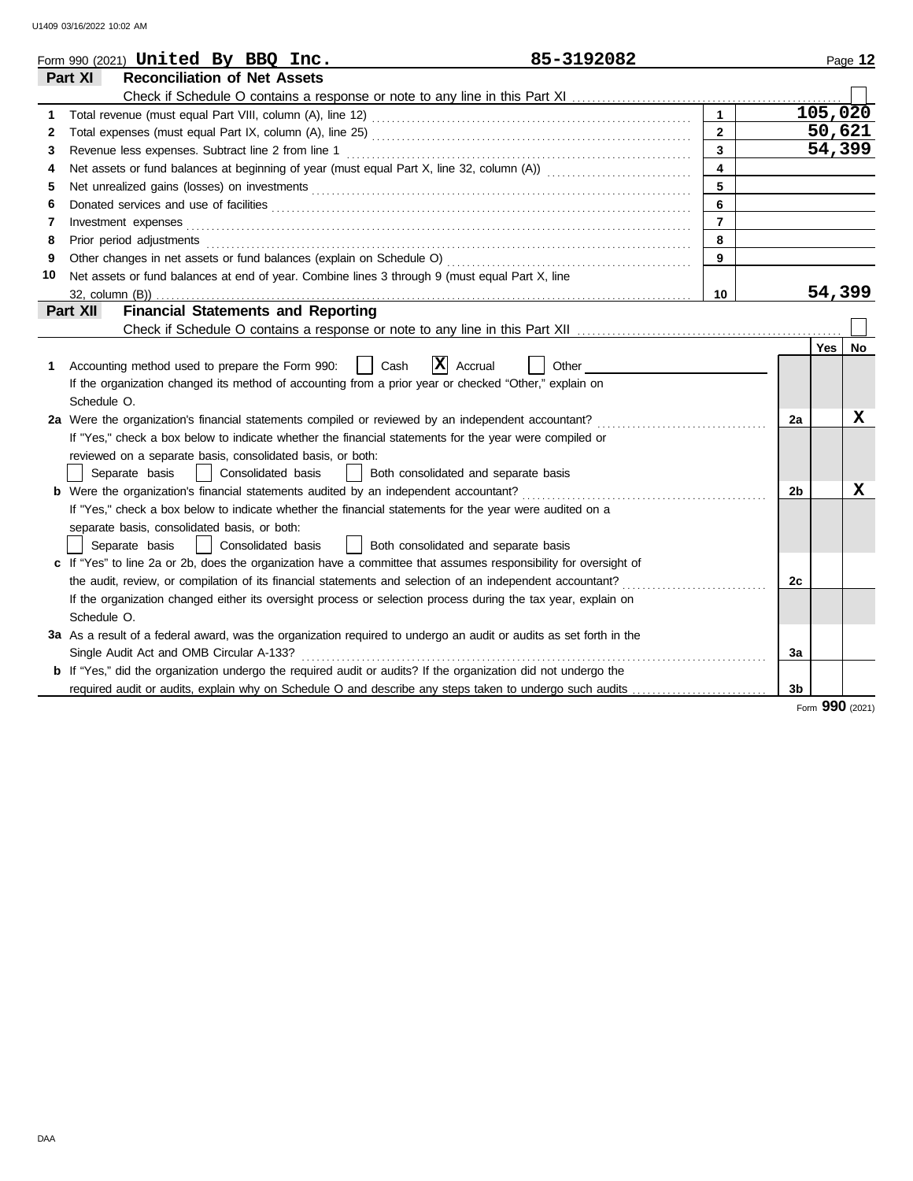Form 990 (2021) **United By BBQ Inc.** **85-3192082**

## Part XI Reconciliation of Net Assets

Check if Schedule O contains a response or note to any line in this Part XI ☐

| | | | |
|---|---|---|---|
| 1 | Total revenue (must equal Part VIII, column (A), line 12) | 1 | 105,020 |
| 2 | Total expenses (must equal Part IX, column (A), line 25) | 2 | 50,621 |
| 3 | Revenue less expenses. Subtract line 2 from line 1 | 3 | 54,399 |
| 4 | Net assets or fund balances at beginning of year (must equal Part X, line 32, column (A)) | 4 | |
| 5 | Net unrealized gains (losses) on investments | 5 | |
| 6 | Donated services and use of facilities | 6 | |
| 7 | Investment expenses | 7 | |
| 8 | Prior period adjustments | 8 | |
| 9 | Other changes in net assets or fund balances (explain on Schedule O) | 9 | |
| 10 | Net assets or fund balances at end of year. Combine lines 3 through 9 (must equal Part X, line 32, column (B)) | 10 | 54,399 |

## Part XII Financial Statements and Reporting

Check if Schedule O contains a response or note to any line in this Part XII ☐

| | | | Yes | No |
|---|---|---|---|---|
| 1 | Accounting method used to prepare the Form 990: ☐ Cash ☒ Accrual ☐ Other<br>If the organization changed its method of accounting from a prior year or checked "Other," explain on Schedule O. | | | |
| 2a | Were the organization's financial statements compiled or reviewed by an independent accountant?<br>If "Yes," check a box below to indicate whether the financial statements for the year were compiled or reviewed on a separate basis, consolidated basis, or both:<br>☐ Separate basis ☐ Consolidated basis ☐ Both consolidated and separate basis | 2a | | X |
| b | Were the organization's financial statements audited by an independent accountant?<br>If "Yes," check a box below to indicate whether the financial statements for the year were audited on a separate basis, consolidated basis, or both:<br>☐ Separate basis ☐ Consolidated basis ☐ Both consolidated and separate basis | 2b | | X |
| c | If "Yes" to line 2a or 2b, does the organization have a committee that assumes responsibility for oversight of the audit, review, or compilation of its financial statements and selection of an independent accountant?<br>If the organization changed either its oversight process or selection process during the tax year, explain on Schedule O. | 2c | | |
| 3a | As a result of a federal award, was the organization required to undergo an audit or audits as set forth in the Single Audit Act and OMB Circular A-133? | 3a | | |
| b | If "Yes," did the organization undergo the required audit or audits? If the organization did not undergo the required audit or audits, explain why on Schedule O and describe any steps taken to undergo such audits | 3b | | |

Form **990** (2021)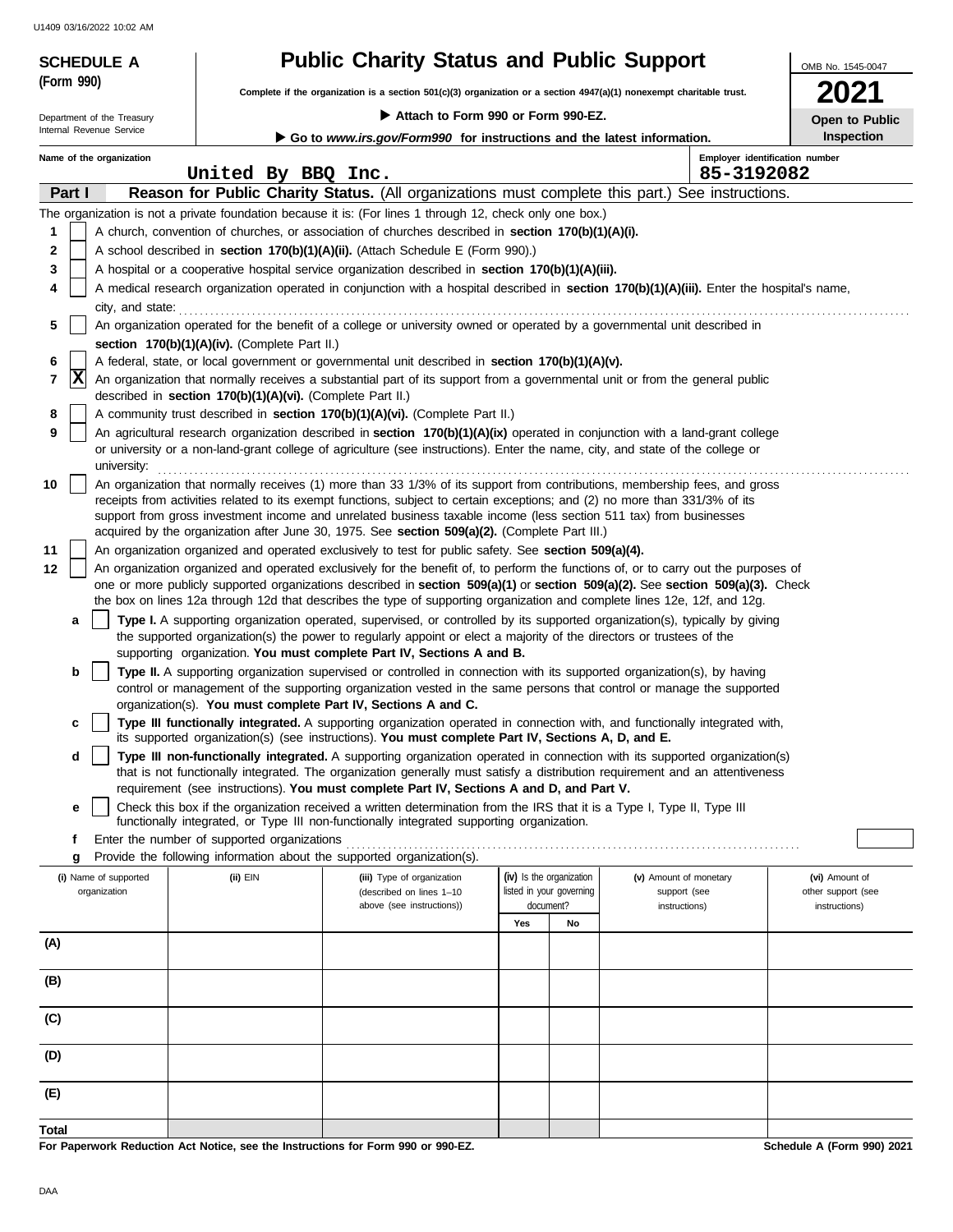U1409 03/16/2022 10:02 AM

**SCHEDULE A**
**(Form 990)**

Department of the Treasury
Internal Revenue Service

# Public Charity Status and Public Support

**Complete if the organization is a section 501(c)(3) organization or a section 4947(a)(1) nonexempt charitable trust.**

▶ **Attach to Form 990 or Form 990-EZ.**

▶ **Go to *www.irs.gov/Form990* for instructions and the latest information.**

OMB No. 1545-0047

**2021**

**Open to Public Inspection**

**Name of the organization**
United By BBQ Inc.

**Employer identification number**
85-3192082

## Part I — Reason for Public Charity Status. (All organizations must complete this part.) See instructions.

The organization is not a private foundation because it is: (For lines 1 through 12, check only one box.)

1. [ ] A church, convention of churches, or association of churches described in **section 170(b)(1)(A)(i).**
2. [ ] A school described in **section 170(b)(1)(A)(ii).** (Attach Schedule E (Form 990).)
3. [ ] A hospital or a cooperative hospital service organization described in **section 170(b)(1)(A)(iii).**
4. [ ] A medical research organization operated in conjunction with a hospital described in **section 170(b)(1)(A)(iii).** Enter the hospital's name, city, and state:
5. [ ] An organization operated for the benefit of a college or university owned or operated by a governmental unit described in **section 170(b)(1)(A)(iv).** (Complete Part II.)
6. [ ] A federal, state, or local government or governmental unit described in **section 170(b)(1)(A)(v).**
7. [X] An organization that normally receives a substantial part of its support from a governmental unit or from the general public described in **section 170(b)(1)(A)(vi).** (Complete Part II.)
8. [ ] A community trust described in **section 170(b)(1)(A)(vi).** (Complete Part II.)
9. [ ] An agricultural research organization described in **section 170(b)(1)(A)(ix)** operated in conjunction with a land-grant college or university or a non-land-grant college of agriculture (see instructions). Enter the name, city, and state of the college or university:
10. [ ] An organization that normally receives (1) more than 33 1/3% of its support from contributions, membership fees, and gross receipts from activities related to its exempt functions, subject to certain exceptions; and (2) no more than 331/3% of its support from gross investment income and unrelated business taxable income (less section 511 tax) from businesses acquired by the organization after June 30, 1975. See **section 509(a)(2).** (Complete Part III.)
11. [ ] An organization organized and operated exclusively to test for public safety. See **section 509(a)(4).**
12. [ ] An organization organized and operated exclusively for the benefit of, to perform the functions of, or to carry out the purposes of one or more publicly supported organizations described in **section 509(a)(1)** or **section 509(a)(2).** See **section 509(a)(3).** Check the box on lines 12a through 12d that describes the type of supporting organization and complete lines 12e, 12f, and 12g.
   - **a** [ ] **Type I.** A supporting organization operated, supervised, or controlled by its supported organization(s), typically by giving the supported organization(s) the power to regularly appoint or elect a majority of the directors or trustees of the supporting organization. **You must complete Part IV, Sections A and B.**
   - **b** [ ] **Type II.** A supporting organization supervised or controlled in connection with its supported organization(s), by having control or management of the supporting organization vested in the same persons that control or manage the supported organization(s). **You must complete Part IV, Sections A and C.**
   - **c** [ ] **Type III functionally integrated.** A supporting organization operated in connection with, and functionally integrated with, its supported organization(s) (see instructions). **You must complete Part IV, Sections A, D, and E.**
   - **d** [ ] **Type III non-functionally integrated.** A supporting organization operated in connection with its supported organization(s) that is not functionally integrated. The organization generally must satisfy a distribution requirement and an attentiveness requirement (see instructions). **You must complete Part IV, Sections A and D, and Part V.**
   - **e** [ ] Check this box if the organization received a written determination from the IRS that it is a Type I, Type II, Type III functionally integrated, or Type III non-functionally integrated supporting organization.
   - **f** Enter the number of supported organizations
   - **g** Provide the following information about the supported organization(s).

| (i) Name of supported organization | (ii) EIN | (iii) Type of organization (described on lines 1–10 above (see instructions)) | (iv) Is the organization listed in your governing document? | | (v) Amount of monetary support (see instructions) | (vi) Amount of other support (see instructions) |
|---|---|---|---|---|---|---|
| | | | Yes | No | | |
| (A) | | | | | | |
| (B) | | | | | | |
| (C) | | | | | | |
| (D) | | | | | | |
| (E) | | | | | | |
| **Total** | | | | | | |

**For Paperwork Reduction Act Notice, see the Instructions for Form 990 or 990-EZ.**

**Schedule A (Form 990) 2021**

DAA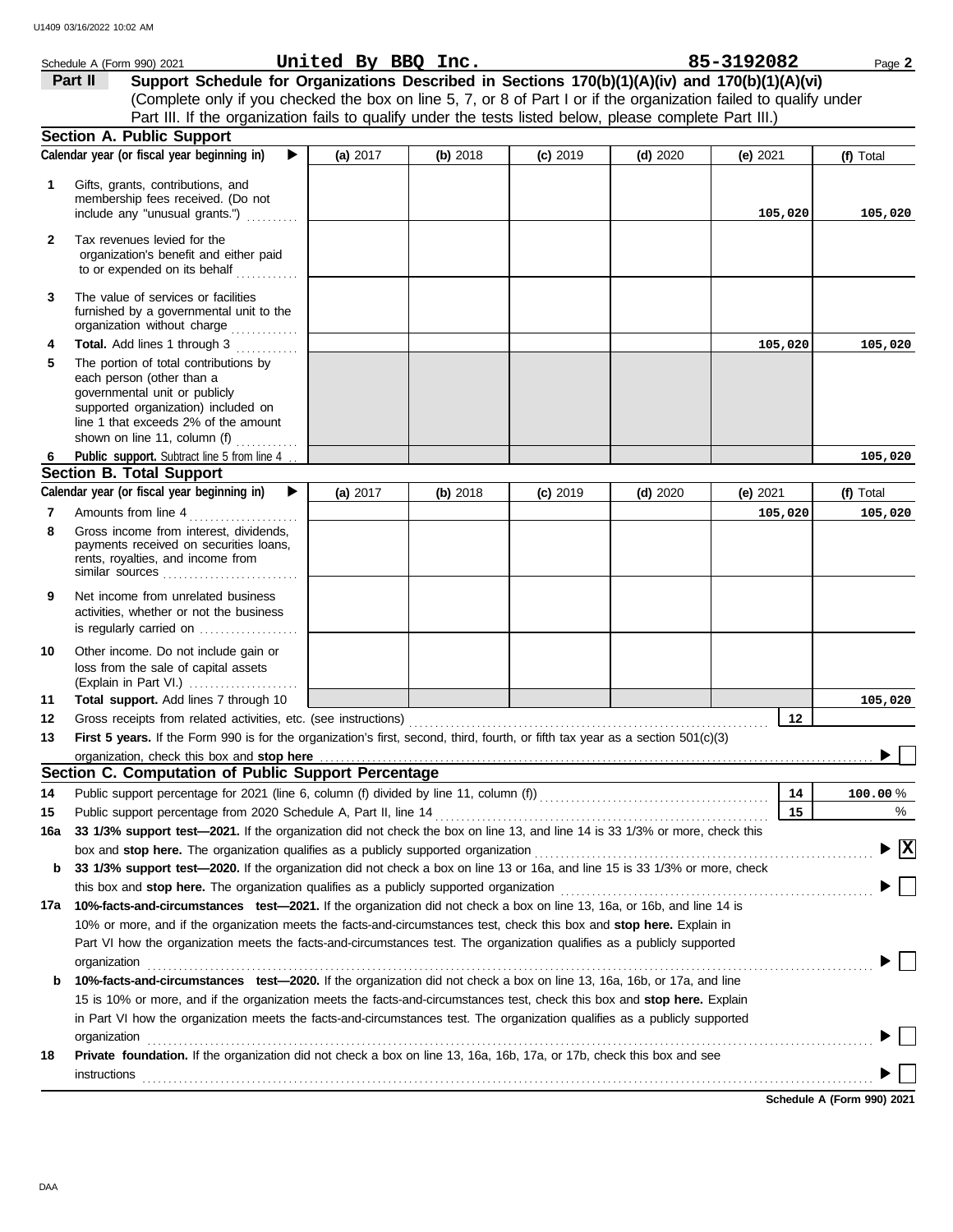Schedule A (Form 990) 2021 **United By BBQ Inc.** **85-3192082** Page **2**

**Part II** **Support Schedule for Organizations Described in Sections 170(b)(1)(A)(iv) and 170(b)(1)(A)(vi)**
(Complete only if you checked the box on line 5, 7, or 8 of Part I or if the organization failed to qualify under Part III. If the organization fails to qualify under the tests listed below, please complete Part III.)

## Section A. Public Support

| | Calendar year (or fiscal year beginning in) ▶ | (a) 2017 | (b) 2018 | (c) 2019 | (d) 2020 | (e) 2021 | (f) Total |
|---|---|---|---|---|---|---|---|
| 1 | Gifts, grants, contributions, and membership fees received. (Do not include any "unusual grants.") | | | | | 105,020 | 105,020 |
| 2 | Tax revenues levied for the organization's benefit and either paid to or expended on its behalf | | | | | | |
| 3 | The value of services or facilities furnished by a governmental unit to the organization without charge | | | | | | |
| 4 | **Total.** Add lines 1 through 3 | | | | | 105,020 | 105,020 |
| 5 | The portion of total contributions by each person (other than a governmental unit or publicly supported organization) included on line 1 that exceeds 2% of the amount shown on line 11, column (f) | | | | | | |
| 6 | **Public support.** Subtract line 5 from line 4 | | | | | | 105,020 |

## Section B. Total Support

| | Calendar year (or fiscal year beginning in) ▶ | (a) 2017 | (b) 2018 | (c) 2019 | (d) 2020 | (e) 2021 | (f) Total |
|---|---|---|---|---|---|---|---|
| 7 | Amounts from line 4 | | | | | 105,020 | 105,020 |
| 8 | Gross income from interest, dividends, payments received on securities loans, rents, royalties, and income from similar sources | | | | | | |
| 9 | Net income from unrelated business activities, whether or not the business is regularly carried on | | | | | | |
| 10 | Other income. Do not include gain or loss from the sale of capital assets (Explain in Part VI.) | | | | | | |
| 11 | **Total support.** Add lines 7 through 10 | | | | | | 105,020 |

12 Gross receipts from related activities, etc. (see instructions) **12**

13 **First 5 years.** If the Form 990 is for the organization's first, second, third, fourth, or fifth tax year as a section 501(c)(3) organization, check this box and **stop here** ▶ ☐

## Section C. Computation of Public Support Percentage

14 Public support percentage for 2021 (line 6, column (f) divided by line 11, column (f)) **14** **100.00** %

15 Public support percentage from 2020 Schedule A, Part II, line 14 **15** %

16a **33 1/3% support test—2021.** If the organization did not check the box on line 13, and line 14 is 33 1/3% or more, check this box and **stop here.** The organization qualifies as a publicly supported organization ▶ ☒

b **33 1/3% support test—2020.** If the organization did not check a box on line 13 or 16a, and line 15 is 33 1/3% or more, check this box and **stop here.** The organization qualifies as a publicly supported organization ▶ ☐

17a **10%-facts-and-circumstances test—2021.** If the organization did not check a box on line 13, 16a, or 16b, and line 14 is 10% or more, and if the organization meets the facts-and-circumstances test, check this box and **stop here.** Explain in Part VI how the organization meets the facts-and-circumstances test. The organization qualifies as a publicly supported organization ▶ ☐

b **10%-facts-and-circumstances test—2020.** If the organization did not check a box on line 13, 16a, 16b, or 17a, and line 15 is 10% or more, and if the organization meets the facts-and-circumstances test, check this box and **stop here.** Explain in Part VI how the organization meets the facts-and-circumstances test. The organization qualifies as a publicly supported organization ▶ ☐

18 **Private foundation.** If the organization did not check a box on line 13, 16a, 16b, 17a, or 17b, check this box and see instructions ▶ ☐

**Schedule A (Form 990) 2021**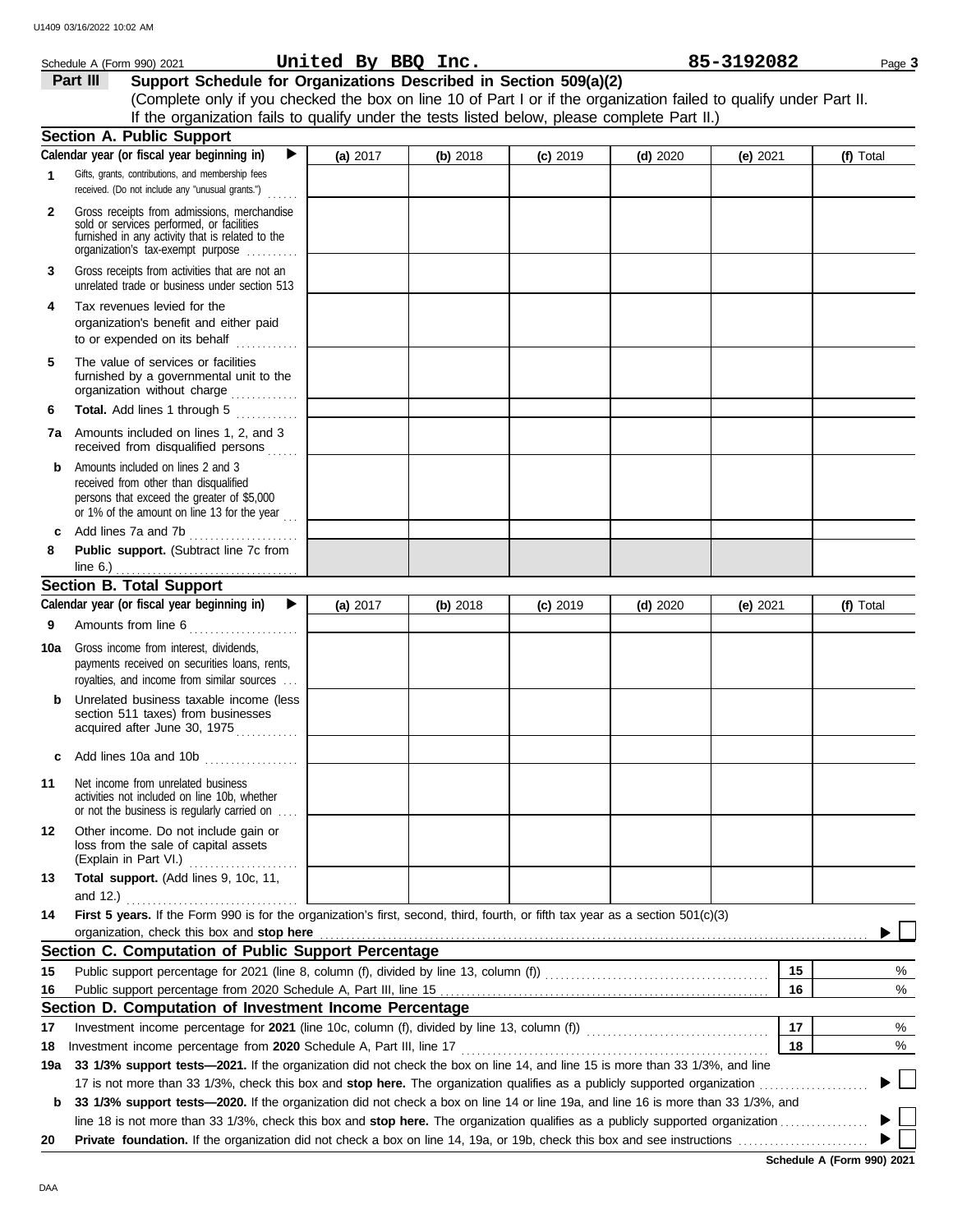Schedule A (Form 990) 2021 **United By BBQ Inc.** **85-3192082**

## Part III Support Schedule for Organizations Described in Section 509(a)(2)

(Complete only if you checked the box on line 10 of Part I or if the organization failed to qualify under Part II. If the organization fails to qualify under the tests listed below, please complete Part II.)

### Section A. Public Support

| Calendar year (or fiscal year beginning in) ▶ | (a) 2017 | (b) 2018 | (c) 2019 | (d) 2020 | (e) 2021 | (f) Total |
|---|---|---|---|---|---|---|
| **1** Gifts, grants, contributions, and membership fees received. (Do not include any "unusual grants.") | | | | | | |
| **2** Gross receipts from admissions, merchandise sold or services performed, or facilities furnished in any activity that is related to the organization's tax-exempt purpose | | | | | | |
| **3** Gross receipts from activities that are not an unrelated trade or business under section 513 | | | | | | |
| **4** Tax revenues levied for the organization's benefit and either paid to or expended on its behalf | | | | | | |
| **5** The value of services or facilities furnished by a governmental unit to the organization without charge | | | | | | |
| **6** **Total.** Add lines 1 through 5 | | | | | | |
| **7a** Amounts included on lines 1, 2, and 3 received from disqualified persons | | | | | | |
| **b** Amounts included on lines 2 and 3 received from other than disqualified persons that exceed the greater of $5,000 or 1% of the amount on line 13 for the year | | | | | | |
| **c** Add lines 7a and 7b | | | | | | |
| **8** **Public support.** (Subtract line 7c from line 6.) | | | | | | |

### Section B. Total Support

| Calendar year (or fiscal year beginning in) ▶ | (a) 2017 | (b) 2018 | (c) 2019 | (d) 2020 | (e) 2021 | (f) Total |
|---|---|---|---|---|---|---|
| **9** Amounts from line 6 | | | | | | |
| **10a** Gross income from interest, dividends, payments received on securities loans, rents, royalties, and income from similar sources | | | | | | |
| **b** Unrelated business taxable income (less section 511 taxes) from businesses acquired after June 30, 1975 | | | | | | |
| **c** Add lines 10a and 10b | | | | | | |
| **11** Net income from unrelated business activities not included on line 10b, whether or not the business is regularly carried on | | | | | | |
| **12** Other income. Do not include gain or loss from the sale of capital assets (Explain in Part VI.) | | | | | | |
| **13** **Total support.** (Add lines 9, 10c, 11, and 12.) | | | | | | |

**14** **First 5 years.** If the Form 990 is for the organization's first, second, third, fourth, or fifth tax year as a section 501(c)(3) organization, check this box and **stop here** ▶ ☐

### Section C. Computation of Public Support Percentage

| | | | |
|---|---|---|---|
| **15** | Public support percentage for 2021 (line 8, column (f), divided by line 13, column (f)) | 15 | % |
| **16** | Public support percentage from 2020 Schedule A, Part III, line 15 | 16 | % |

### Section D. Computation of Investment Income Percentage

| | | | |
|---|---|---|---|
| **17** | Investment income percentage for **2021** (line 10c, column (f), divided by line 13, column (f)) | 17 | % |
| **18** | Investment income percentage from **2020** Schedule A, Part III, line 17 | 18 | % |

**19a** **33 1/3% support tests—2021.** If the organization did not check the box on line 14, and line 15 is more than 33 1/3%, and line 17 is not more than 33 1/3%, check this box and **stop here.** The organization qualifies as a publicly supported organization ▶ ☐

**b** **33 1/3% support tests—2020.** If the organization did not check a box on line 14 or line 19a, and line 16 is more than 33 1/3%, and line 18 is not more than 33 1/3%, check this box and **stop here.** The organization qualifies as a publicly supported organization ▶ ☐

**20** **Private foundation.** If the organization did not check a box on line 14, 19a, or 19b, check this box and see instructions ▶ ☐

**Schedule A (Form 990) 2021**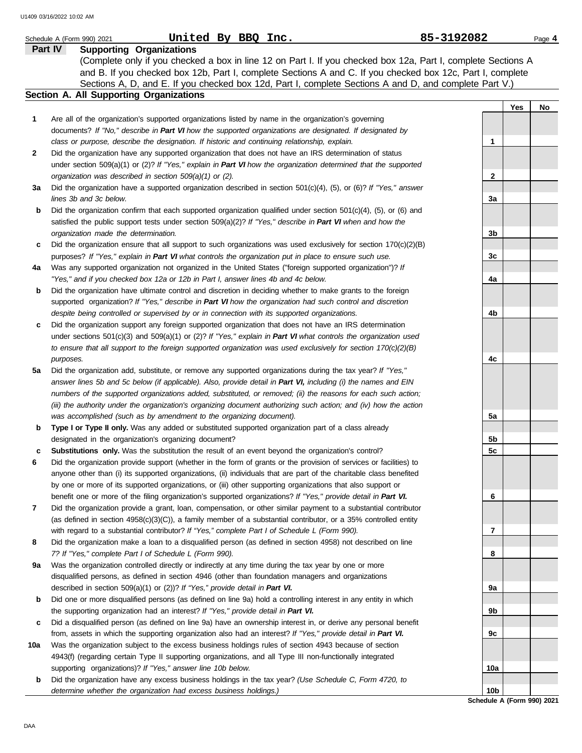Schedule A (Form 990) 2021 **United By BBQ Inc.** **85-3192082**

## Part IV Supporting Organizations

(Complete only if you checked a box in line 12 on Part I. If you checked box 12a, Part I, complete Sections A and B. If you checked box 12b, Part I, complete Sections A and C. If you checked box 12c, Part I, complete Sections A, D, and E. If you checked box 12d, Part I, complete Sections A and D, and complete Part V.)

### Section A. All Supporting Organizations

| | | | Yes | No |
|---|---|---|---|---|
| **1** | Are all of the organization's supported organizations listed by name in the organization's governing documents? *If "No," describe in **Part VI** how the supported organizations are designated. If designated by class or purpose, describe the designation. If historic and continuing relationship, explain.* | 1 | | |
| **2** | Did the organization have any supported organization that does not have an IRS determination of status under section 509(a)(1) or (2)? *If "Yes," explain in **Part VI** how the organization determined that the supported organization was described in section 509(a)(1) or (2).* | 2 | | |
| **3a** | Did the organization have a supported organization described in section 501(c)(4), (5), or (6)? *If "Yes," answer lines 3b and 3c below.* | 3a | | |
| **b** | Did the organization confirm that each supported organization qualified under section 501(c)(4), (5), or (6) and satisfied the public support tests under section 509(a)(2)? *If "Yes," describe in **Part VI** when and how the organization made the determination.* | 3b | | |
| **c** | Did the organization ensure that all support to such organizations was used exclusively for section 170(c)(2)(B) purposes? *If "Yes," explain in **Part VI** what controls the organization put in place to ensure such use.* | 3c | | |
| **4a** | Was any supported organization not organized in the United States ("foreign supported organization")? *If "Yes," and if you checked box 12a or 12b in Part I, answer lines 4b and 4c below.* | 4a | | |
| **b** | Did the organization have ultimate control and discretion in deciding whether to make grants to the foreign supported organization? *If "Yes," describe in **Part VI** how the organization had such control and discretion despite being controlled or supervised by or in connection with its supported organizations.* | 4b | | |
| **c** | Did the organization support any foreign supported organization that does not have an IRS determination under sections 501(c)(3) and 509(a)(1) or (2)? *If "Yes," explain in **Part VI** what controls the organization used to ensure that all support to the foreign supported organization was used exclusively for section 170(c)(2)(B) purposes.* | 4c | | |
| **5a** | Did the organization add, substitute, or remove any supported organizations during the tax year? *If "Yes," answer lines 5b and 5c below (if applicable). Also, provide detail in **Part VI**, including (i) the names and EIN numbers of the supported organizations added, substituted, or removed; (ii) the reasons for each such action; (iii) the authority under the organization's organizing document authorizing such action; and (iv) how the action was accomplished (such as by amendment to the organizing document).* | 5a | | |
| **b** | **Type I or Type II only.** Was any added or substituted supported organization part of a class already designated in the organization's organizing document? | 5b | | |
| **c** | **Substitutions only.** Was the substitution the result of an event beyond the organization's control? | 5c | | |
| **6** | Did the organization provide support (whether in the form of grants or the provision of services or facilities) to anyone other than (i) its supported organizations, (ii) individuals that are part of the charitable class benefited by one or more of its supported organizations, or (iii) other supporting organizations that also support or benefit one or more of the filing organization's supported organizations? *If "Yes," provide detail in **Part VI.*** | 6 | | |
| **7** | Did the organization provide a grant, loan, compensation, or other similar payment to a substantial contributor (as defined in section 4958(c)(3)(C)), a family member of a substantial contributor, or a 35% controlled entity with regard to a substantial contributor? *If "Yes," complete Part I of Schedule L (Form 990).* | 7 | | |
| **8** | Did the organization make a loan to a disqualified person (as defined in section 4958) not described on line 7? *If "Yes," complete Part I of Schedule L (Form 990).* | 8 | | |
| **9a** | Was the organization controlled directly or indirectly at any time during the tax year by one or more disqualified persons, as defined in section 4946 (other than foundation managers and organizations described in section 509(a)(1) or (2))? *If "Yes," provide detail in **Part VI.*** | 9a | | |
| **b** | Did one or more disqualified persons (as defined on line 9a) hold a controlling interest in any entity in which the supporting organization had an interest? *If "Yes," provide detail in **Part VI.*** | 9b | | |
| **c** | Did a disqualified person (as defined on line 9a) have an ownership interest in, or derive any personal benefit from, assets in which the supporting organization also had an interest? *If "Yes," provide detail in **Part VI.*** | 9c | | |
| **10a** | Was the organization subject to the excess business holdings rules of section 4943 because of section 4943(f) (regarding certain Type II supporting organizations, and all Type III non-functionally integrated supporting organizations)? *If "Yes," answer line 10b below.* | 10a | | |
| **b** | Did the organization have any excess business holdings in the tax year? *(Use Schedule C, Form 4720, to determine whether the organization had excess business holdings.)* | 10b | | |

**Schedule A (Form 990) 2021**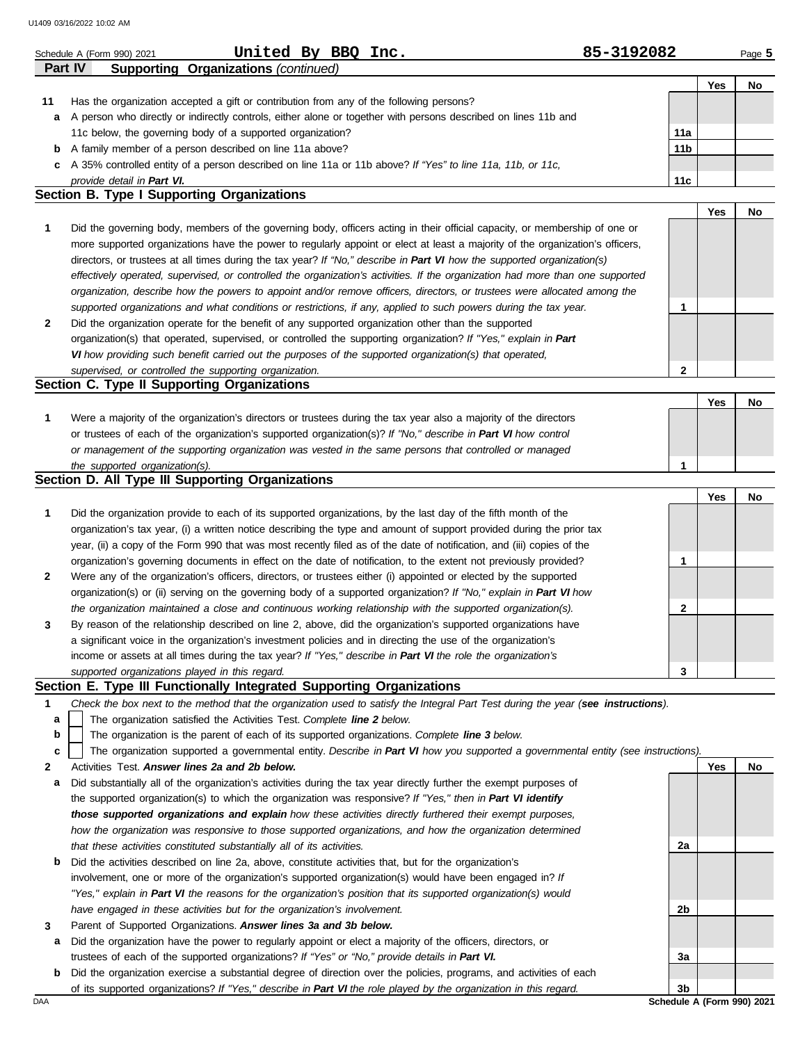Schedule A (Form 990) 2021 **United By BBQ Inc.** **85-3192082**

## Part IV Supporting Organizations *(continued)*

| | | | Yes | No |
|---|---|---|---|---|
| **11** | Has the organization accepted a gift or contribution from any of the following persons? | | | |
| **a** | A person who directly or indirectly controls, either alone or together with persons described on lines 11b and 11c below, the governing body of a supported organization? | **11a** | | |
| **b** | A family member of a person described on line 11a above? | **11b** | | |
| **c** | A 35% controlled entity of a person described on line 11a or 11b above? *If "Yes" to line 11a, 11b, or 11c, provide detail in* ***Part VI.*** | **11c** | | |

### Section B. Type I Supporting Organizations

| | | | Yes | No |
|---|---|---|---|---|
| **1** | Did the governing body, members of the governing body, officers acting in their official capacity, or membership of one or more supported organizations have the power to regularly appoint or elect at least a majority of the organization's officers, directors, or trustees at all times during the tax year? *If "No," describe in* ***Part VI*** *how the supported organization(s) effectively operated, supervised, or controlled the organization's activities. If the organization had more than one supported organization, describe how the powers to appoint and/or remove officers, directors, or trustees were allocated among the supported organizations and what conditions or restrictions, if any, applied to such powers during the tax year.* | **1** | | |
| **2** | Did the organization operate for the benefit of any supported organization other than the supported organization(s) that operated, supervised, or controlled the supporting organization? *If "Yes," explain in* ***Part VI*** *how providing such benefit carried out the purposes of the supported organization(s) that operated, supervised, or controlled the supporting organization.* | **2** | | |

### Section C. Type II Supporting Organizations

| | | | Yes | No |
|---|---|---|---|---|
| **1** | Were a majority of the organization's directors or trustees during the tax year also a majority of the directors or trustees of each of the organization's supported organization(s)? *If "No," describe in* ***Part VI*** *how control or management of the supporting organization was vested in the same persons that controlled or managed the supported organization(s).* | **1** | | |

### Section D. All Type III Supporting Organizations

| | | | Yes | No |
|---|---|---|---|---|
| **1** | Did the organization provide to each of its supported organizations, by the last day of the fifth month of the organization's tax year, (i) a written notice describing the type and amount of support provided during the prior tax year, (ii) a copy of the Form 990 that was most recently filed as of the date of notification, and (iii) copies of the organization's governing documents in effect on the date of notification, to the extent not previously provided? | **1** | | |
| **2** | Were any of the organization's officers, directors, or trustees either (i) appointed or elected by the supported organization(s) or (ii) serving on the governing body of a supported organization? *If "No," explain in* ***Part VI*** *how the organization maintained a close and continuous working relationship with the supported organization(s).* | **2** | | |
| **3** | By reason of the relationship described on line 2, above, did the organization's supported organizations have a significant voice in the organization's investment policies and in directing the use of the organization's income or assets at all times during the tax year? *If "Yes," describe in* ***Part VI*** *the role the organization's supported organizations played in this regard.* | **3** | | |

### Section E. Type III Functionally Integrated Supporting Organizations

**1** *Check the box next to the method that the organization used to satisfy the Integral Part Test during the year (****see instructions****).*

- **a** ☐ The organization satisfied the Activities Test. *Complete* ***line 2*** *below.*
- **b** ☐ The organization is the parent of each of its supported organizations. *Complete* ***line 3*** *below.*
- **c** ☐ The organization supported a governmental entity. *Describe in* ***Part VI*** *how you supported a governmental entity (see instructions).*

| | | | Yes | No |
|---|---|---|---|---|
| **2** | Activities Test. ***Answer lines 2a and 2b below.*** | | | |
| **a** | Did substantially all of the organization's activities during the tax year directly further the exempt purposes of the supported organization(s) to which the organization was responsive? *If "Yes," then in* ***Part VI identify those supported organizations and explain*** *how these activities directly furthered their exempt purposes, how the organization was responsive to those supported organizations, and how the organization determined that these activities constituted substantially all of its activities.* | **2a** | | |
| **b** | Did the activities described on line 2a, above, constitute activities that, but for the organization's involvement, one or more of the organization's supported organization(s) would have been engaged in? *If "Yes," explain in* ***Part VI*** *the reasons for the organization's position that its supported organization(s) would have engaged in these activities but for the organization's involvement.* | **2b** | | |
| **3** | Parent of Supported Organizations. ***Answer lines 3a and 3b below.*** | | | |
| **a** | Did the organization have the power to regularly appoint or elect a majority of the officers, directors, or trustees of each of the supported organizations? *If "Yes" or "No," provide details in* ***Part VI.*** | **3a** | | |
| **b** | Did the organization exercise a substantial degree of direction over the policies, programs, and activities of each of its supported organizations? *If "Yes," describe in* ***Part VI*** *the role played by the organization in this regard.* | **3b** | | |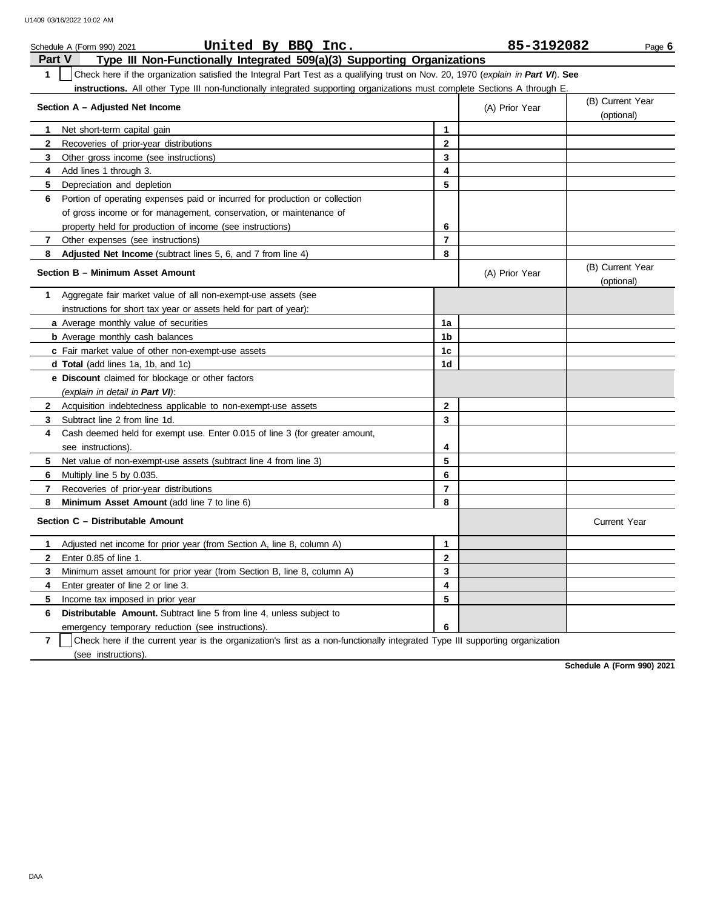Schedule A (Form 990) 2021 **United By BBQ Inc.** **85-3192082**

## Part V Type III Non-Functionally Integrated 509(a)(3) Supporting Organizations

**1** ☐ Check here if the organization satisfied the Integral Part Test as a qualifying trust on Nov. 20, 1970 (*explain in **Part VI***). **See instructions.** All other Type III non-functionally integrated supporting organizations must complete Sections A through E.

| Section A – Adjusted Net Income | | (A) Prior Year | (B) Current Year (optional) |
|---|---|---|---|
| **1** Net short-term capital gain | 1 | | |
| **2** Recoveries of prior-year distributions | 2 | | |
| **3** Other gross income (see instructions) | 3 | | |
| **4** Add lines 1 through 3. | 4 | | |
| **5** Depreciation and depletion | 5 | | |
| **6** Portion of operating expenses paid or incurred for production or collection of gross income or for management, conservation, or maintenance of property held for production of income (see instructions) | 6 | | |
| **7** Other expenses (see instructions) | 7 | | |
| **8** **Adjusted Net Income** (subtract lines 5, 6, and 7 from line 4) | 8 | | |

| Section B – Minimum Asset Amount | | (A) Prior Year | (B) Current Year (optional) |
|---|---|---|---|
| **1** Aggregate fair market value of all non-exempt-use assets (see instructions for short tax year or assets held for part of year): | | | |
| **a** Average monthly value of securities | 1a | | |
| **b** Average monthly cash balances | 1b | | |
| **c** Fair market value of other non-exempt-use assets | 1c | | |
| **d** **Total** (add lines 1a, 1b, and 1c) | 1d | | |
| **e** **Discount** claimed for blockage or other factors (*explain in detail in **Part VI***): | | | |
| **2** Acquisition indebtedness applicable to non-exempt-use assets | 2 | | |
| **3** Subtract line 2 from line 1d. | 3 | | |
| **4** Cash deemed held for exempt use. Enter 0.015 of line 3 (for greater amount, see instructions). | 4 | | |
| **5** Net value of non-exempt-use assets (subtract line 4 from line 3) | 5 | | |
| **6** Multiply line 5 by 0.035. | 6 | | |
| **7** Recoveries of prior-year distributions | 7 | | |
| **8** **Minimum Asset Amount** (add line 7 to line 6) | 8 | | |

| Section C – Distributable Amount | | | Current Year |
|---|---|---|---|
| **1** Adjusted net income for prior year (from Section A, line 8, column A) | 1 | | |
| **2** Enter 0.85 of line 1. | 2 | | |
| **3** Minimum asset amount for prior year (from Section B, line 8, column A) | 3 | | |
| **4** Enter greater of line 2 or line 3. | 4 | | |
| **5** Income tax imposed in prior year | 5 | | |
| **6** **Distributable Amount.** Subtract line 5 from line 4, unless subject to emergency temporary reduction (see instructions). | 6 | | |

**7** ☐ Check here if the current year is the organization's first as a non-functionally integrated Type III supporting organization (see instructions).

**Schedule A (Form 990) 2021**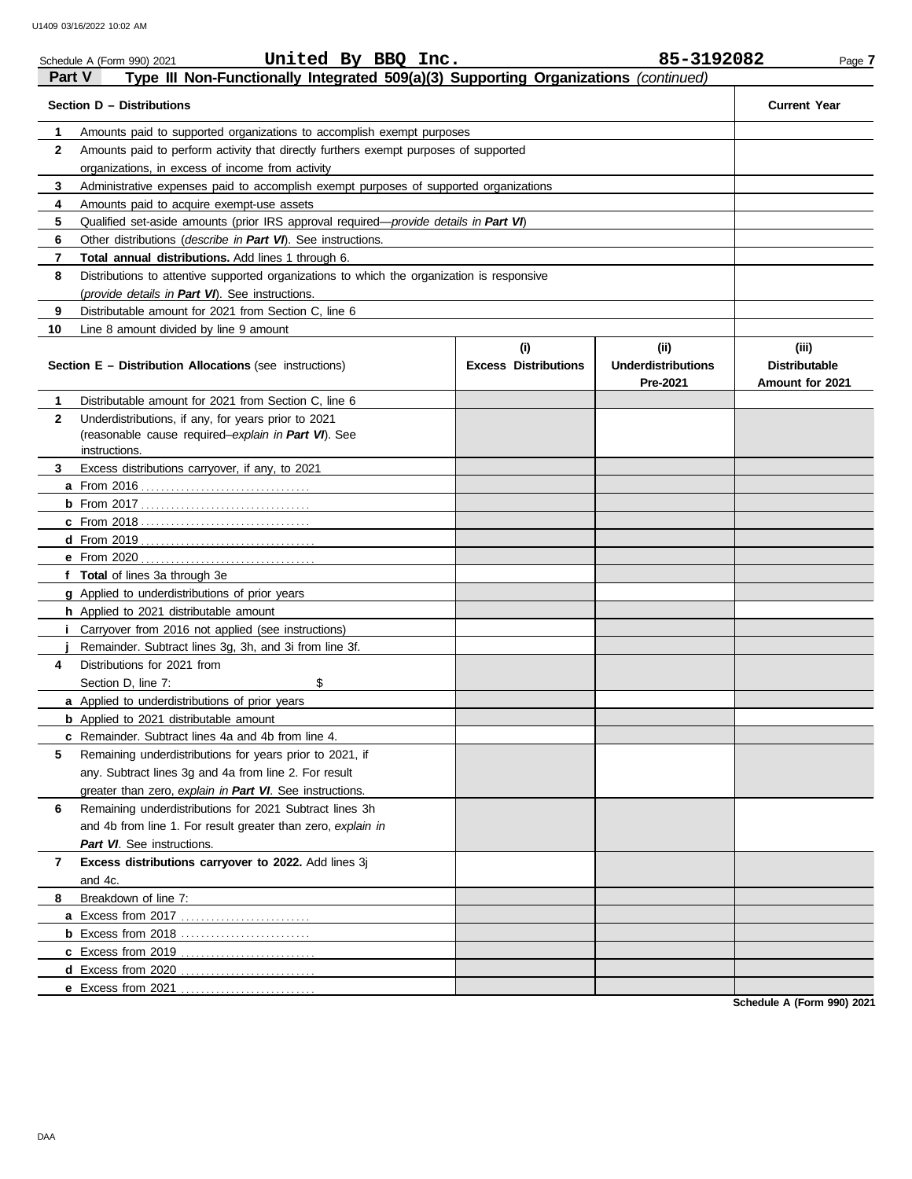Schedule A (Form 990) 2021 **United By BBQ Inc.** **85-3192082**

**Part V** **Type III Non-Functionally Integrated 509(a)(3) Supporting Organizations** *(continued)*

| Section D – Distributions | | Current Year |
|---|---|---|
| 1 | Amounts paid to supported organizations to accomplish exempt purposes | |
| 2 | Amounts paid to perform activity that directly furthers exempt purposes of supported organizations, in excess of income from activity | |
| 3 | Administrative expenses paid to accomplish exempt purposes of supported organizations | |
| 4 | Amounts paid to acquire exempt-use assets | |
| 5 | Qualified set-aside amounts (prior IRS approval required—*provide details in **Part VI***) | |
| 6 | Other distributions (*describe in **Part VI***). See instructions. | |
| 7 | **Total annual distributions.** Add lines 1 through 6. | |
| 8 | Distributions to attentive supported organizations to which the organization is responsive (*provide details in **Part VI***). See instructions. | |
| 9 | Distributable amount for 2021 from Section C, line 6 | |
| 10 | Line 8 amount divided by line 9 amount | |

| | Section E – Distribution Allocations (see instructions) | (i) Excess Distributions | (ii) Underdistributions Pre-2021 | (iii) Distributable Amount for 2021 |
|---|---|---|---|---|
| 1 | Distributable amount for 2021 from Section C, line 6 | | | |
| 2 | Underdistributions, if any, for years prior to 2021 (reasonable cause required–*explain in **Part VI***). See instructions. | | | |
| 3 | Excess distributions carryover, if any, to 2021 | | | |
| a | From 2016 | | | |
| b | From 2017 | | | |
| c | From 2018 | | | |
| d | From 2019 | | | |
| e | From 2020 | | | |
| f | **Total** of lines 3a through 3e | | | |
| g | Applied to underdistributions of prior years | | | |
| h | Applied to 2021 distributable amount | | | |
| i | Carryover from 2016 not applied (see instructions) | | | |
| j | Remainder. Subtract lines 3g, 3h, and 3i from line 3f. | | | |
| 4 | Distributions for 2021 from Section D, line 7: $ | | | |
| a | Applied to underdistributions of prior years | | | |
| b | Applied to 2021 distributable amount | | | |
| c | Remainder. Subtract lines 4a and 4b from line 4. | | | |
| 5 | Remaining underdistributions for years prior to 2021, if any. Subtract lines 3g and 4a from line 2. For result greater than zero, *explain in **Part VI***. See instructions. | | | |
| 6 | Remaining underdistributions for 2021 Subtract lines 3h and 4b from line 1. For result greater than zero, *explain in **Part VI***. See instructions. | | | |
| 7 | **Excess distributions carryover to 2022.** Add lines 3j and 4c. | | | |
| 8 | Breakdown of line 7: | | | |
| a | Excess from 2017 | | | |
| b | Excess from 2018 | | | |
| c | Excess from 2019 | | | |
| d | Excess from 2020 | | | |
| e | Excess from 2021 | | | |

**Schedule A (Form 990) 2021**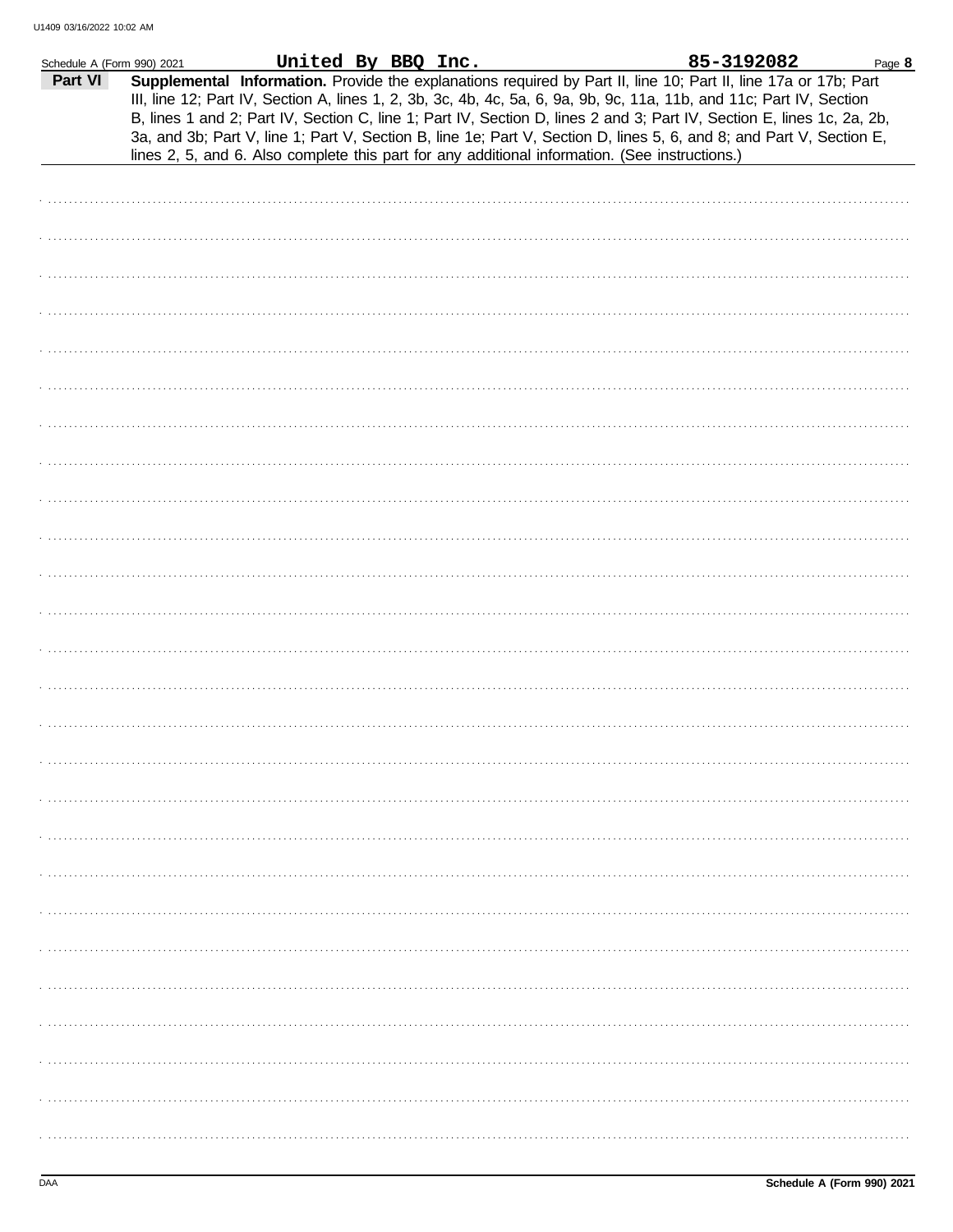Schedule A (Form 990) 2021 **United By BBQ Inc.** **85-3192082**

**Part VI** **Supplemental Information.** Provide the explanations required by Part II, line 10; Part II, line 17a or 17b; Part III, line 12; Part IV, Section A, lines 1, 2, 3b, 3c, 4b, 4c, 5a, 6, 9a, 9b, 9c, 11a, 11b, and 11c; Part IV, Section B, lines 1 and 2; Part IV, Section C, line 1; Part IV, Section D, lines 2 and 3; Part IV, Section E, lines 1c, 2a, 2b, 3a, and 3b; Part V, line 1; Part V, Section B, line 1e; Part V, Section D, lines 5, 6, and 8; and Part V, Section E, lines 2, 5, and 6. Also complete this part for any additional information. (See instructions.)

DAA **Schedule A (Form 990) 2021**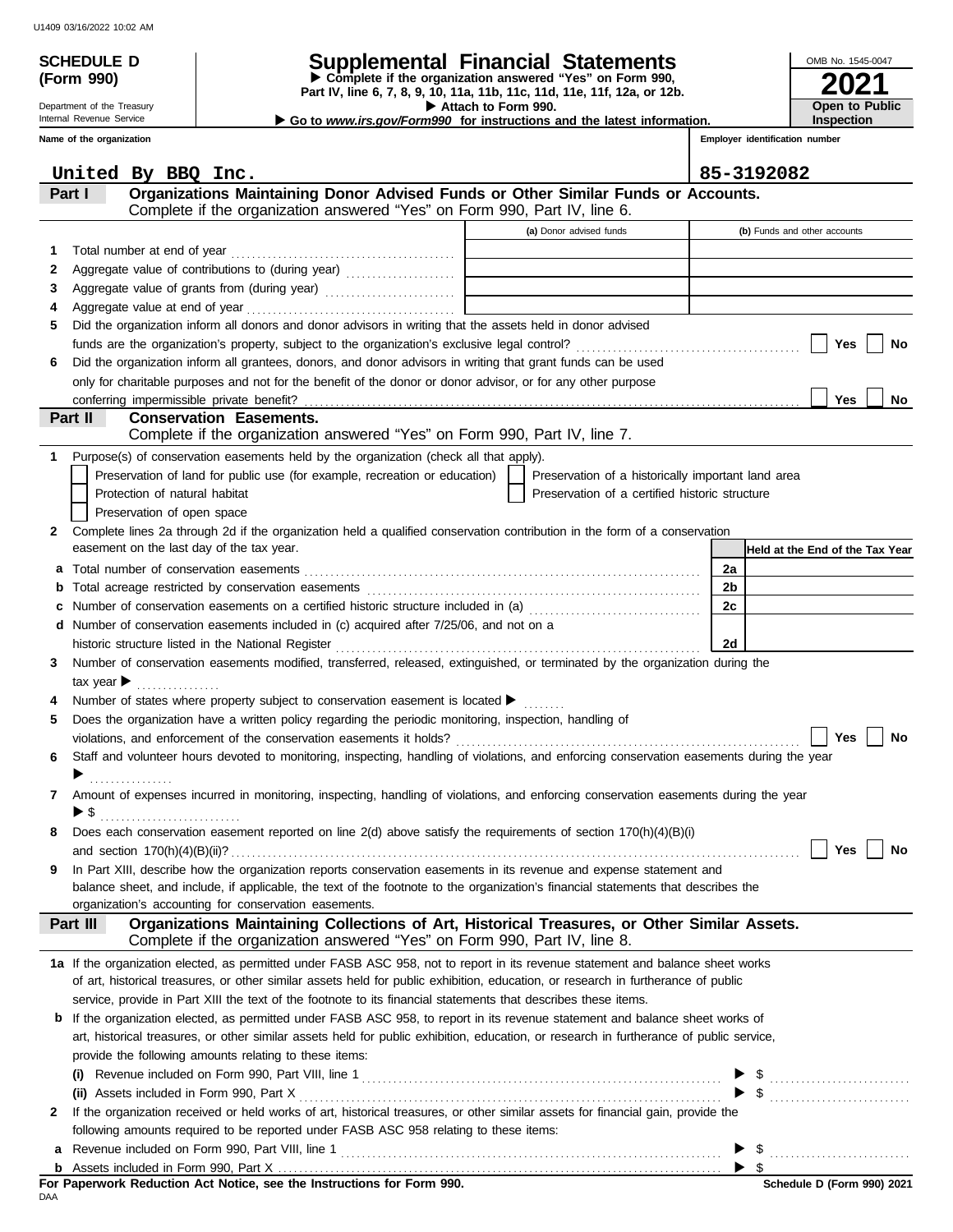U1409 03/16/2022 10:02 AM

**SCHEDULE D (Form 990)**

Department of the Treasury
Internal Revenue Service

# Supplemental Financial Statements

▶ Complete if the organization answered "Yes" on Form 990, Part IV, line 6, 7, 8, 9, 10, 11a, 11b, 11c, 11d, 11e, 11f, 12a, or 12b.
▶ Attach to Form 990.
▶ Go to *www.irs.gov/Form990* for instructions and the latest information.

OMB No. 1545-0047

**2021**

**Open to Public Inspection**

| Name of the organization | Employer identification number |
|---|---|
| United By BBQ Inc. | 85-3192082 |

## Part I — Organizations Maintaining Donor Advised Funds or Other Similar Funds or Accounts.
Complete if the organization answered "Yes" on Form 990, Part IV, line 6.

| | | (a) Donor advised funds | (b) Funds and other accounts |
|---|---|---|---|
| 1 | Total number at end of year | | |
| 2 | Aggregate value of contributions to (during year) | | |
| 3 | Aggregate value of grants from (during year) | | |
| 4 | Aggregate value at end of year | | |

5 Did the organization inform all donors and donor advisors in writing that the assets held in donor advised funds are the organization's property, subject to the organization's exclusive legal control? ☐ Yes ☐ No

6 Did the organization inform all grantees, donors, and donor advisors in writing that grant funds can be used only for charitable purposes and not for the benefit of the donor or donor advisor, or for any other purpose conferring impermissible private benefit? ☐ Yes ☐ No

## Part II — Conservation Easements.
Complete if the organization answered "Yes" on Form 990, Part IV, line 7.

1 Purpose(s) of conservation easements held by the organization (check all that apply).
- ☐ Preservation of land for public use (for example, recreation or education)
- ☐ Preservation of a historically important land area
- ☐ Protection of natural habitat
- ☐ Preservation of a certified historic structure
- ☐ Preservation of open space

2 Complete lines 2a through 2d if the organization held a qualified conservation contribution in the form of a conservation easement on the last day of the tax year.

| | | | Held at the End of the Tax Year |
|---|---|---|---|
| a | Total number of conservation easements | 2a | |
| b | Total acreage restricted by conservation easements | 2b | |
| c | Number of conservation easements on a certified historic structure included in (a) | 2c | |
| d | Number of conservation easements included in (c) acquired after 7/25/06, and not on a historic structure listed in the National Register | 2d | |

3 Number of conservation easements modified, transferred, released, extinguished, or terminated by the organization during the tax year ▶ ................

4 Number of states where property subject to conservation easement is located ▶ ........

5 Does the organization have a written policy regarding the periodic monitoring, inspection, handling of violations, and enforcement of the conservation easements it holds? ☐ Yes ☐ No

6 Staff and volunteer hours devoted to monitoring, inspecting, handling of violations, and enforcing conservation easements during the year ▶ ................

7 Amount of expenses incurred in monitoring, inspecting, handling of violations, and enforcing conservation easements during the year ▶ $ ..........................

8 Does each conservation easement reported on line 2(d) above satisfy the requirements of section 170(h)(4)(B)(i) and section 170(h)(4)(B)(ii)? ☐ Yes ☐ No

9 In Part XIII, describe how the organization reports conservation easements in its revenue and expense statement and balance sheet, and include, if applicable, the text of the footnote to the organization's financial statements that describes the organization's accounting for conservation easements.

## Part III — Organizations Maintaining Collections of Art, Historical Treasures, or Other Similar Assets.
Complete if the organization answered "Yes" on Form 990, Part IV, line 8.

1a If the organization elected, as permitted under FASB ASC 958, not to report in its revenue statement and balance sheet works of art, historical treasures, or other similar assets held for public exhibition, education, or research in furtherance of public service, provide in Part XIII the text of the footnote to its financial statements that describes these items.

b If the organization elected, as permitted under FASB ASC 958, to report in its revenue statement and balance sheet works of art, historical treasures, or other similar assets held for public exhibition, education, or research in furtherance of public service, provide the following amounts relating to these items:

(i) Revenue included on Form 990, Part VIII, line 1 ▶ $ ..........................

(ii) Assets included in Form 990, Part X ▶ $ ..........................

2 If the organization received or held works of art, historical treasures, or other similar assets for financial gain, provide the following amounts required to be reported under FASB ASC 958 relating to these items:

a Revenue included on Form 990, Part VIII, line 1 ▶ $ ..........................

b Assets included in Form 990, Part X ▶ $

**For Paperwork Reduction Act Notice, see the Instructions for Form 990.**

DAA

**Schedule D (Form 990) 2021**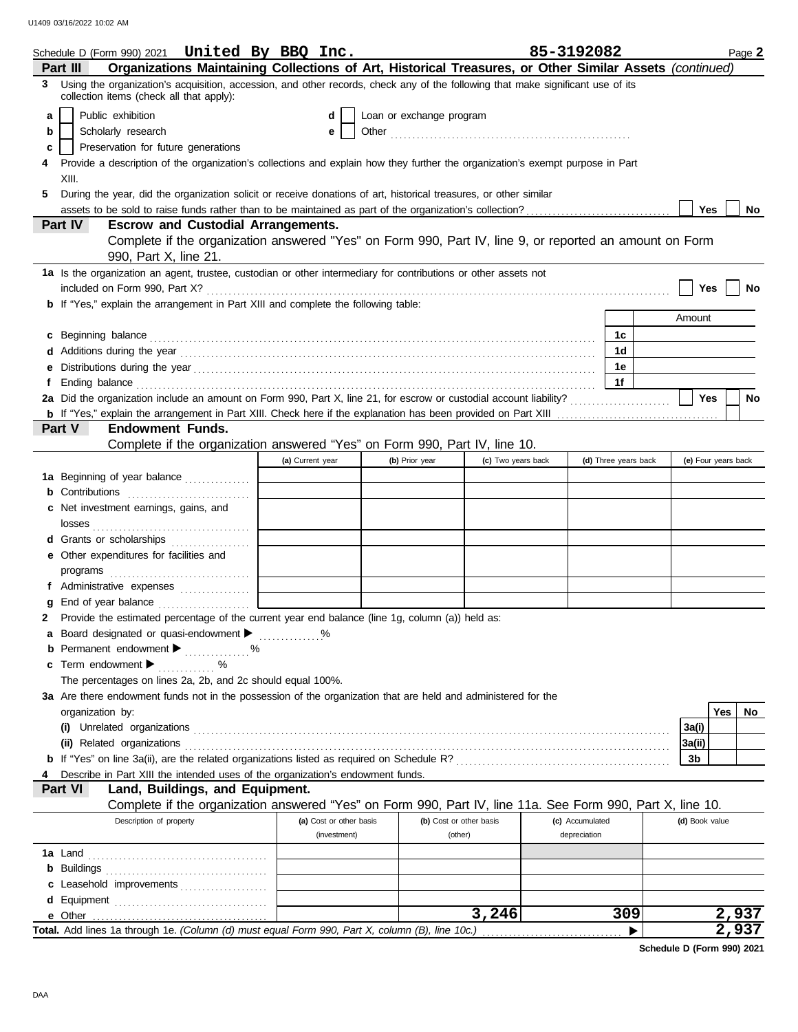Schedule D (Form 990) 2021 **United By BBQ Inc.** **85-3192082** Page **2**

## Part III Organizations Maintaining Collections of Art, Historical Treasures, or Other Similar Assets *(continued)*

**3** Using the organization's acquisition, accession, and other records, check any of the following that make significant use of its collection items (check all that apply):

- **a** ☐ Public exhibition
- **b** ☐ Scholarly research
- **c** ☐ Preservation for future generations
- **d** ☐ Loan or exchange program
- **e** ☐ Other ..............................

**4** Provide a description of the organization's collections and explain how they further the organization's exempt purpose in Part XIII.

**5** During the year, did the organization solicit or receive donations of art, historical treasures, or other similar assets to be sold to raise funds rather than to be maintained as part of the organization's collection? ☐ Yes ☐ No

## Part IV Escrow and Custodial Arrangements.

Complete if the organization answered "Yes" on Form 990, Part IV, line 9, or reported an amount on Form 990, Part X, line 21.

**1a** Is the organization an agent, trustee, custodian or other intermediary for contributions or other assets not included on Form 990, Part X? ☐ Yes ☐ No

**b** If "Yes," explain the arrangement in Part XIII and complete the following table:

| | | Amount |
|---|---|---|
| **c** Beginning balance | 1c | |
| **d** Additions during the year | 1d | |
| **e** Distributions during the year | 1e | |
| **f** Ending balance | 1f | |

**2a** Did the organization include an amount on Form 990, Part X, line 21, for escrow or custodial account liability? ☐ Yes ☐ No

**b** If "Yes," explain the arrangement in Part XIII. Check here if the explanation has been provided on Part XIII ☐

## Part V Endowment Funds.

Complete if the organization answered "Yes" on Form 990, Part IV, line 10.

| | (a) Current year | (b) Prior year | (c) Two years back | (d) Three years back | (e) Four years back |
|---|---|---|---|---|---|
| **1a** Beginning of year balance | | | | | |
| **b** Contributions | | | | | |
| **c** Net investment earnings, gains, and losses | | | | | |
| **d** Grants or scholarships | | | | | |
| **e** Other expenditures for facilities and programs | | | | | |
| **f** Administrative expenses | | | | | |
| **g** End of year balance | | | | | |

**2** Provide the estimated percentage of the current year end balance (line 1g, column (a)) held as:

- **a** Board designated or quasi-endowment ▶ ........ %
- **b** Permanent endowment ▶ ........ %
- **c** Term endowment ▶ ........ %

The percentages on lines 2a, 2b, and 2c should equal 100%.

**3a** Are there endowment funds not in the possession of the organization that are held and administered for the organization by:

| | | Yes | No |
|---|---|---|---|
| **(i)** Unrelated organizations | 3a(i) | | |
| **(ii)** Related organizations | 3a(ii) | | |
| **b** If "Yes" on line 3a(ii), are the related organizations listed as required on Schedule R? | 3b | | |

**4** Describe in Part XIII the intended uses of the organization's endowment funds.

## Part VI Land, Buildings, and Equipment.

Complete if the organization answered "Yes" on Form 990, Part IV, line 11a. See Form 990, Part X, line 10.

| Description of property | (a) Cost or other basis (investment) | (b) Cost or other basis (other) | (c) Accumulated depreciation | (d) Book value |
|---|---|---|---|---|
| **1a** Land | | | | |
| **b** Buildings | | | | |
| **c** Leasehold improvements | | | | |
| **d** Equipment | | | | |
| **e** Other | | 3,246 | 309 | 2,937 |
| **Total.** Add lines 1a through 1e. *(Column (d) must equal Form 990, Part X, column (B), line 10c.)* ▶ | | | | 2,937 |

**Schedule D (Form 990) 2021**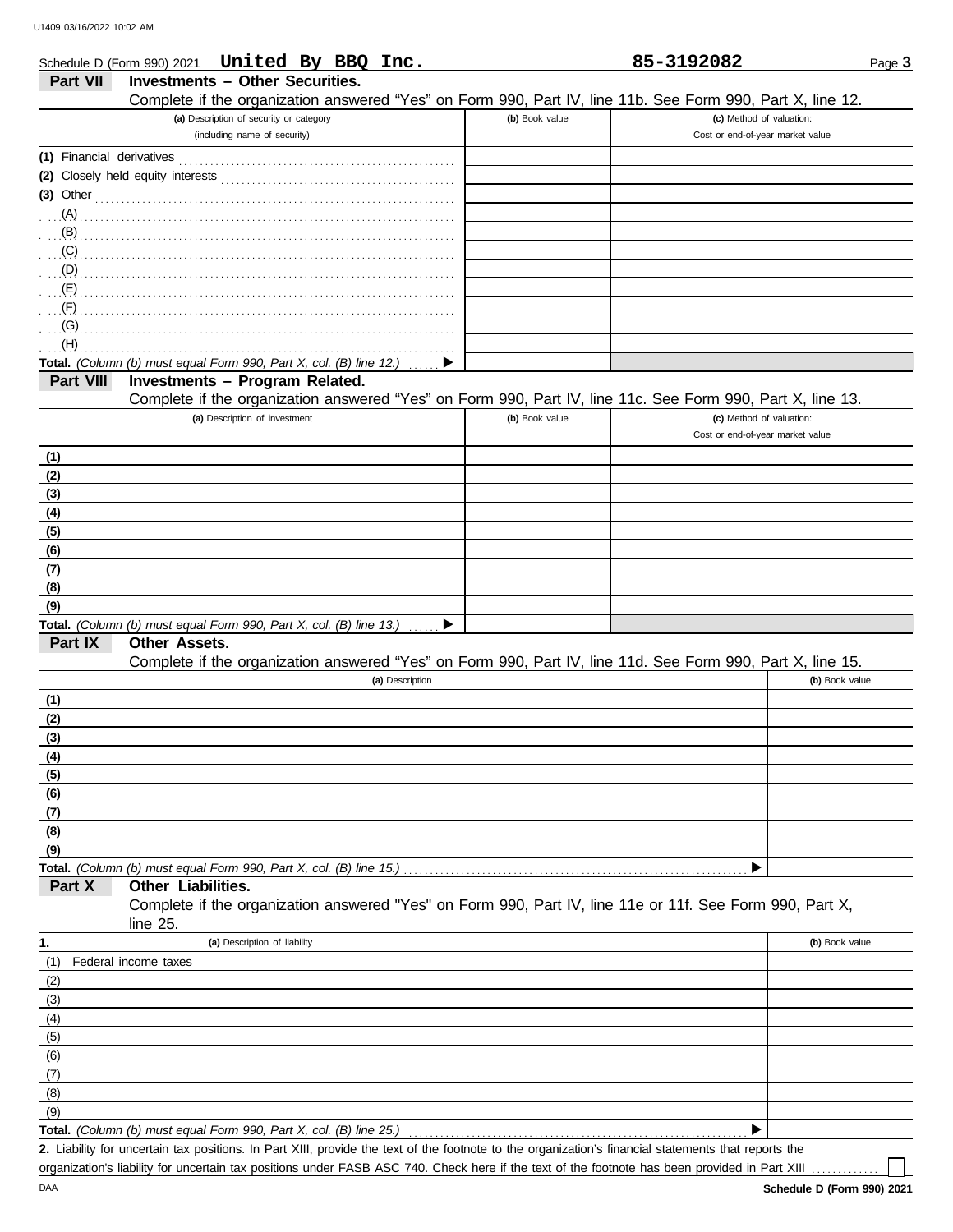Schedule D (Form 990) 2021 **United By BBQ Inc.** **85-3192082** Page **3**

## Part VII Investments – Other Securities.

Complete if the organization answered "Yes" on Form 990, Part IV, line 11b. See Form 990, Part X, line 12.

| (a) Description of security or category (including name of security) | (b) Book value | (c) Method of valuation: Cost or end-of-year market value |
|---|---|---|
| (1) Financial derivatives | | |
| (2) Closely held equity interests | | |
| (3) Other | | |
| (A) | | |
| (B) | | |
| (C) | | |
| (D) | | |
| (E) | | |
| (F) | | |
| (G) | | |
| (H) | | |
| **Total.** *(Column (b) must equal Form 990, Part X, col. (B) line 12.)* ▶ | | |

## Part VIII Investments – Program Related.

Complete if the organization answered "Yes" on Form 990, Part IV, line 11c. See Form 990, Part X, line 13.

| (a) Description of investment | (b) Book value | (c) Method of valuation: Cost or end-of-year market value |
|---|---|---|
| (1) | | |
| (2) | | |
| (3) | | |
| (4) | | |
| (5) | | |
| (6) | | |
| (7) | | |
| (8) | | |
| (9) | | |
| **Total.** *(Column (b) must equal Form 990, Part X, col. (B) line 13.)* ▶ | | |

## Part IX Other Assets.

Complete if the organization answered "Yes" on Form 990, Part IV, line 11d. See Form 990, Part X, line 15.

| (a) Description | (b) Book value |
|---|---|
| (1) | |
| (2) | |
| (3) | |
| (4) | |
| (5) | |
| (6) | |
| (7) | |
| (8) | |
| (9) | |
| **Total.** *(Column (b) must equal Form 990, Part X, col. (B) line 15.)* ▶ | |

## Part X Other Liabilities.

Complete if the organization answered "Yes" on Form 990, Part IV, line 11e or 11f. See Form 990, Part X, line 25.

| 1. (a) Description of liability | (b) Book value |
|---|---|
| (1) Federal income taxes | |
| (2) | |
| (3) | |
| (4) | |
| (5) | |
| (6) | |
| (7) | |
| (8) | |
| (9) | |
| **Total.** *(Column (b) must equal Form 990, Part X, col. (B) line 25.)* ▶ | |

**2.** Liability for uncertain tax positions. In Part XIII, provide the text of the footnote to the organization's financial statements that reports the organization's liability for uncertain tax positions under FASB ASC 740. Check here if the text of the footnote has been provided in Part XIII ☐

**Schedule D (Form 990) 2021**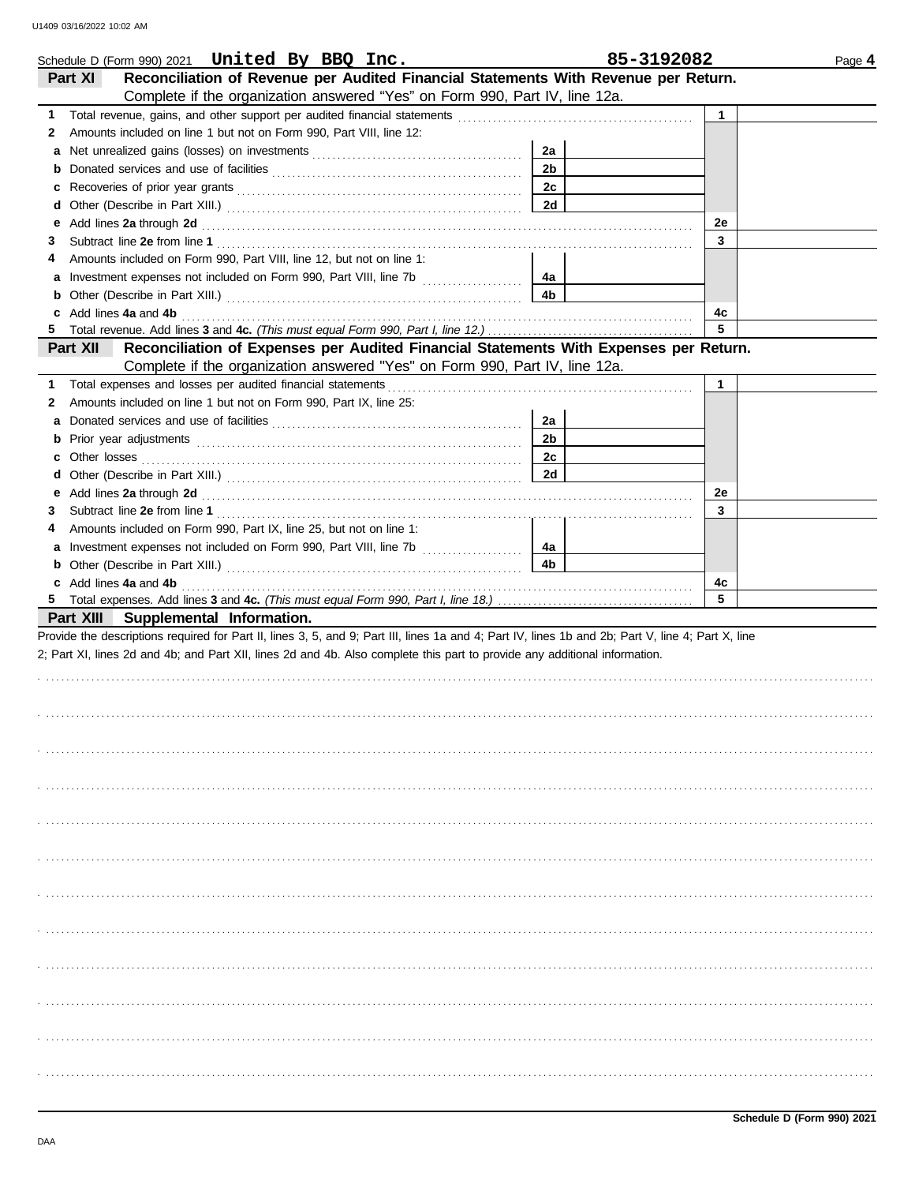Schedule D (Form 990) 2021 **United By BBQ Inc.** **85-3192082** Page **4**

## Part XI Reconciliation of Revenue per Audited Financial Statements With Revenue per Return.

Complete if the organization answered "Yes" on Form 990, Part IV, line 12a.

| | | | | | |
|---|---|---|---|---|---|
| **1** | Total revenue, gains, and other support per audited financial statements | | | **1** | |
| **2** | Amounts included on line 1 but not on Form 990, Part VIII, line 12: | | | | |
| **a** | Net unrealized gains (losses) on investments | **2a** | | | |
| **b** | Donated services and use of facilities | **2b** | | | |
| **c** | Recoveries of prior year grants | **2c** | | | |
| **d** | Other (Describe in Part XIII.) | **2d** | | | |
| **e** | Add lines **2a** through **2d** | | | **2e** | |
| **3** | Subtract line **2e** from line **1** | | | **3** | |
| **4** | Amounts included on Form 990, Part VIII, line 12, but not on line 1: | | | | |
| **a** | Investment expenses not included on Form 990, Part VIII, line 7b | **4a** | | | |
| **b** | Other (Describe in Part XIII.) | **4b** | | | |
| **c** | Add lines **4a** and **4b** | | | **4c** | |
| **5** | Total revenue. Add lines **3** and **4c.** *(This must equal Form 990, Part I, line 12.)* | | | **5** | |

## Part XII Reconciliation of Expenses per Audited Financial Statements With Expenses per Return.

Complete if the organization answered "Yes" on Form 990, Part IV, line 12a.

| | | | | | |
|---|---|---|---|---|---|
| **1** | Total expenses and losses per audited financial statements | | | **1** | |
| **2** | Amounts included on line 1 but not on Form 990, Part IX, line 25: | | | | |
| **a** | Donated services and use of facilities | **2a** | | | |
| **b** | Prior year adjustments | **2b** | | | |
| **c** | Other losses | **2c** | | | |
| **d** | Other (Describe in Part XIII.) | **2d** | | | |
| **e** | Add lines **2a** through **2d** | | | **2e** | |
| **3** | Subtract line **2e** from line **1** | | | **3** | |
| **4** | Amounts included on Form 990, Part IX, line 25, but not on line 1: | | | | |
| **a** | Investment expenses not included on Form 990, Part VIII, line 7b | **4a** | | | |
| **b** | Other (Describe in Part XIII.) | **4b** | | | |
| **c** | Add lines **4a** and **4b** | | | **4c** | |
| **5** | Total expenses. Add lines **3** and **4c.** *(This must equal Form 990, Part I, line 18.)* | | | **5** | |

## Part XIII Supplemental Information.

Provide the descriptions required for Part II, lines 3, 5, and 9; Part III, lines 1a and 4; Part IV, lines 1b and 2b; Part V, line 4; Part X, line 2; Part XI, lines 2d and 4b; and Part XII, lines 2d and 4b. Also complete this part to provide any additional information.

**Schedule D (Form 990) 2021**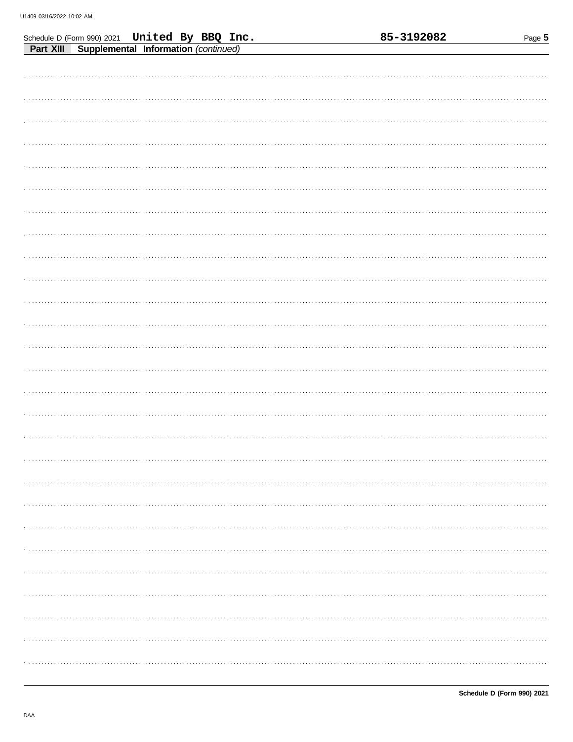Schedule D (Form 990) 2021 United By BBQ Inc. 85-3192082

**Part XIII Supplemental Information** *(continued)*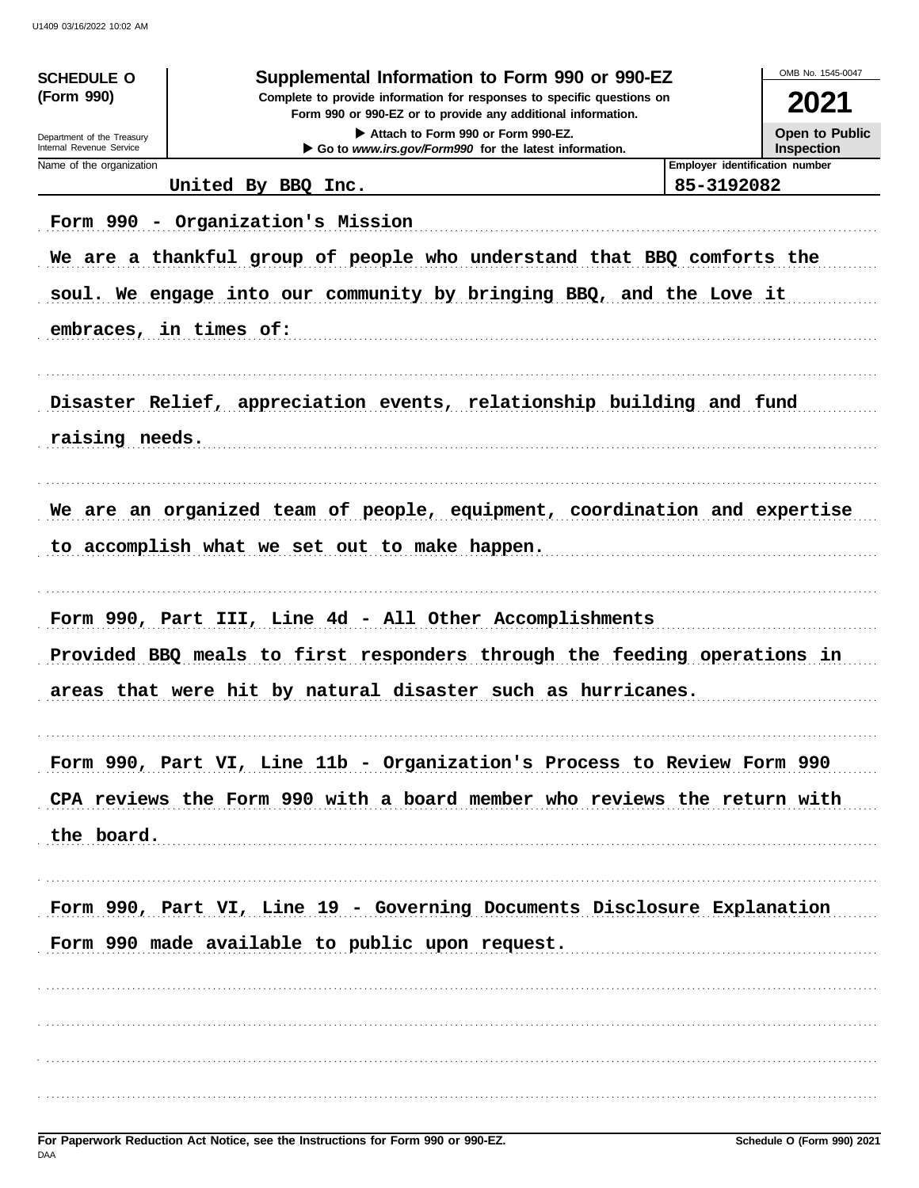# SCHEDULE O (Form 990)

**Supplemental Information to Form 990 or 990-EZ**

Complete to provide information for responses to specific questions on Form 990 or 990-EZ or to provide any additional information.

▶ Attach to Form 990 or Form 990-EZ.

▶ Go to *www.irs.gov/Form990* for the latest information.

Department of the Treasury
Internal Revenue Service

OMB No. 1545-0047

**2021**

**Open to Public Inspection**

| Name of the organization | Employer identification number |
|---|---|
| United By BBQ Inc. | 85-3192082 |

Form 990 - Organization's Mission

We are a thankful group of people who understand that BBQ comforts the soul. We engage into our community by bringing BBQ, and the Love it embraces, in times of:

Disaster Relief, appreciation events, relationship building and fund raising needs.

We are an organized team of people, equipment, coordination and expertise to accomplish what we set out to make happen.

Form 990, Part III, Line 4d - All Other Accomplishments

Provided BBQ meals to first responders through the feeding operations in areas that were hit by natural disaster such as hurricanes.

Form 990, Part VI, Line 11b - Organization's Process to Review Form 990

CPA reviews the Form 990 with a board member who reviews the return with the board.

Form 990, Part VI, Line 19 - Governing Documents Disclosure Explanation

Form 990 made available to public upon request.

For Paperwork Reduction Act Notice, see the Instructions for Form 990 or 990-EZ.

Schedule O (Form 990) 2021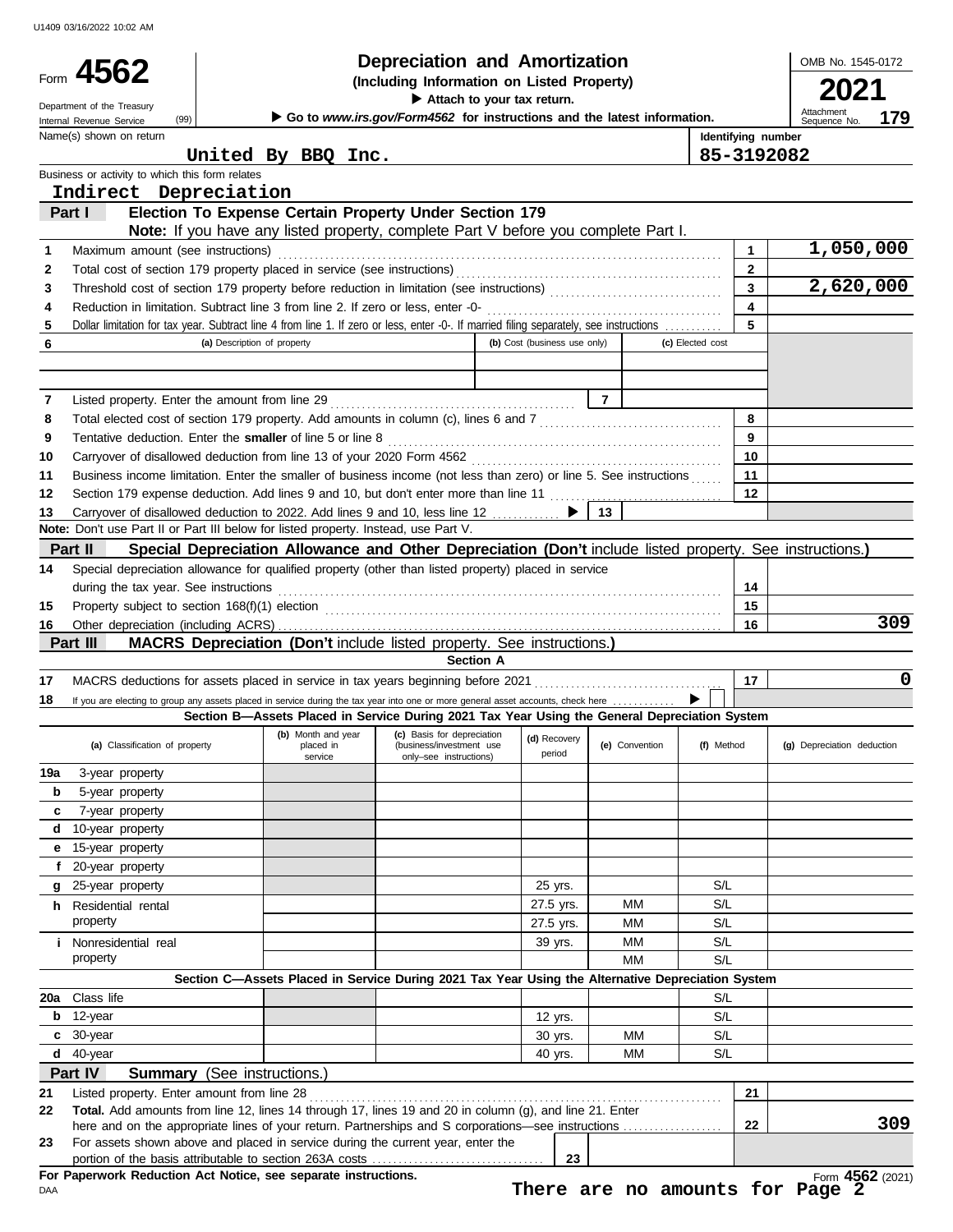U1409 03/16/2022 10:02 AM

Form **4562**

Department of the Treasury
Internal Revenue Service (99)

# Depreciation and Amortization

**(Including Information on Listed Property)**

▶ Attach to your tax return.

▶ Go to *www.irs.gov/Form4562* for instructions and the latest information.

OMB No. 1545-0172

**2021**

Attachment Sequence No. **179**

Name(s) shown on return: **United By BBQ Inc.**

Identifying number: **85-3192082**

Business or activity to which this form relates: **Indirect Depreciation**

## Part I — Election To Expense Certain Property Under Section 179

**Note:** If you have any listed property, complete Part V before you complete Part I.

| Line | Description | Box | Amount |
|---|---|---|---|
| 1 | Maximum amount (see instructions) | 1 | 1,050,000 |
| 2 | Total cost of section 179 property placed in service (see instructions) | 2 | |
| 3 | Threshold cost of section 179 property before reduction in limitation (see instructions) | 3 | 2,620,000 |
| 4 | Reduction in limitation. Subtract line 3 from line 2. If zero or less, enter -0- | 4 | |
| 5 | Dollar limitation for tax year. Subtract line 4 from line 1. If zero or less, enter -0-. If married filing separately, see instructions | 5 | |

| 6 | (a) Description of property | (b) Cost (business use only) | (c) Elected cost |
|---|---|---|---|
| | | | |
| | | | |

| Line | Description | Box | Amount |
|---|---|---|---|
| 7 | Listed property. Enter the amount from line 29 | 7 | |
| 8 | Total elected cost of section 179 property. Add amounts in column (c), lines 6 and 7 | 8 | |
| 9 | Tentative deduction. Enter the **smaller** of line 5 or line 8 | 9 | |
| 10 | Carryover of disallowed deduction from line 13 of your 2020 Form 4562 | 10 | |
| 11 | Business income limitation. Enter the smaller of business income (not less than zero) or line 5. See instructions | 11 | |
| 12 | Section 179 expense deduction. Add lines 9 and 10, but don't enter more than line 11 | 12 | |
| 13 | Carryover of disallowed deduction to 2022. Add lines 9 and 10, less line 12 ▶ | 13 | |

**Note:** Don't use Part II or Part III below for listed property. Instead, use Part V.

## Part II — Special Depreciation Allowance and Other Depreciation (Don't include listed property. See instructions.)

| Line | Description | Box | Amount |
|---|---|---|---|
| 14 | Special depreciation allowance for qualified property (other than listed property) placed in service during the tax year. See instructions | 14 | |
| 15 | Property subject to section 168(f)(1) election | 15 | |
| 16 | Other depreciation (including ACRS) | 16 | 309 |

## Part III — MACRS Depreciation (Don't include listed property. See instructions.)

### Section A

| Line | Description | Box | Amount |
|---|---|---|---|
| 17 | MACRS deductions for assets placed in service in tax years beginning before 2021 | 17 | 0 |
| 18 | If you are electing to group any assets placed in service during the tax year into one or more general asset accounts, check here ▶ ☐ | | |

### Section B—Assets Placed in Service During 2021 Tax Year Using the General Depreciation System

| | (a) Classification of property | (b) Month and year placed in service | (c) Basis for depreciation (business/investment use only–see instructions) | (d) Recovery period | (e) Convention | (f) Method | (g) Depreciation deduction |
|---|---|---|---|---|---|---|---|
| 19a | 3-year property | | | | | | |
| b | 5-year property | | | | | | |
| c | 7-year property | | | | | | |
| d | 10-year property | | | | | | |
| e | 15-year property | | | | | | |
| f | 20-year property | | | | | | |
| g | 25-year property | | | 25 yrs. | | S/L | |
| h | Residential rental property | | | 27.5 yrs. | MM | S/L | |
| | | | | 27.5 yrs. | MM | S/L | |
| i | Nonresidential real property | | | 39 yrs. | MM | S/L | |
| | | | | | MM | S/L | |

### Section C—Assets Placed in Service During 2021 Tax Year Using the Alternative Depreciation System

| | (a) Classification of property | (b) Month and year placed in service | (c) Basis for depreciation | (d) Recovery period | (e) Convention | (f) Method | (g) Depreciation deduction |
|---|---|---|---|---|---|---|---|
| 20a | Class life | | | | | S/L | |
| b | 12-year | | | 12 yrs. | | S/L | |
| c | 30-year | | | 30 yrs. | MM | S/L | |
| d | 40-year | | | 40 yrs. | MM | S/L | |

## Part IV — Summary (See instructions.)

| Line | Description | Box | Amount |
|---|---|---|---|
| 21 | Listed property. Enter amount from line 28 | 21 | |
| 22 | **Total.** Add amounts from line 12, lines 14 through 17, lines 19 and 20 in column (g), and line 21. Enter here and on the appropriate lines of your return. Partnerships and S corporations—see instructions | 22 | 309 |
| 23 | For assets shown above and placed in service during the current year, enter the portion of the basis attributable to section 263A costs | 23 | |

**For Paperwork Reduction Act Notice, see separate instructions.**

DAA

Form **4562** (2021)

**There are no amounts for Page 2**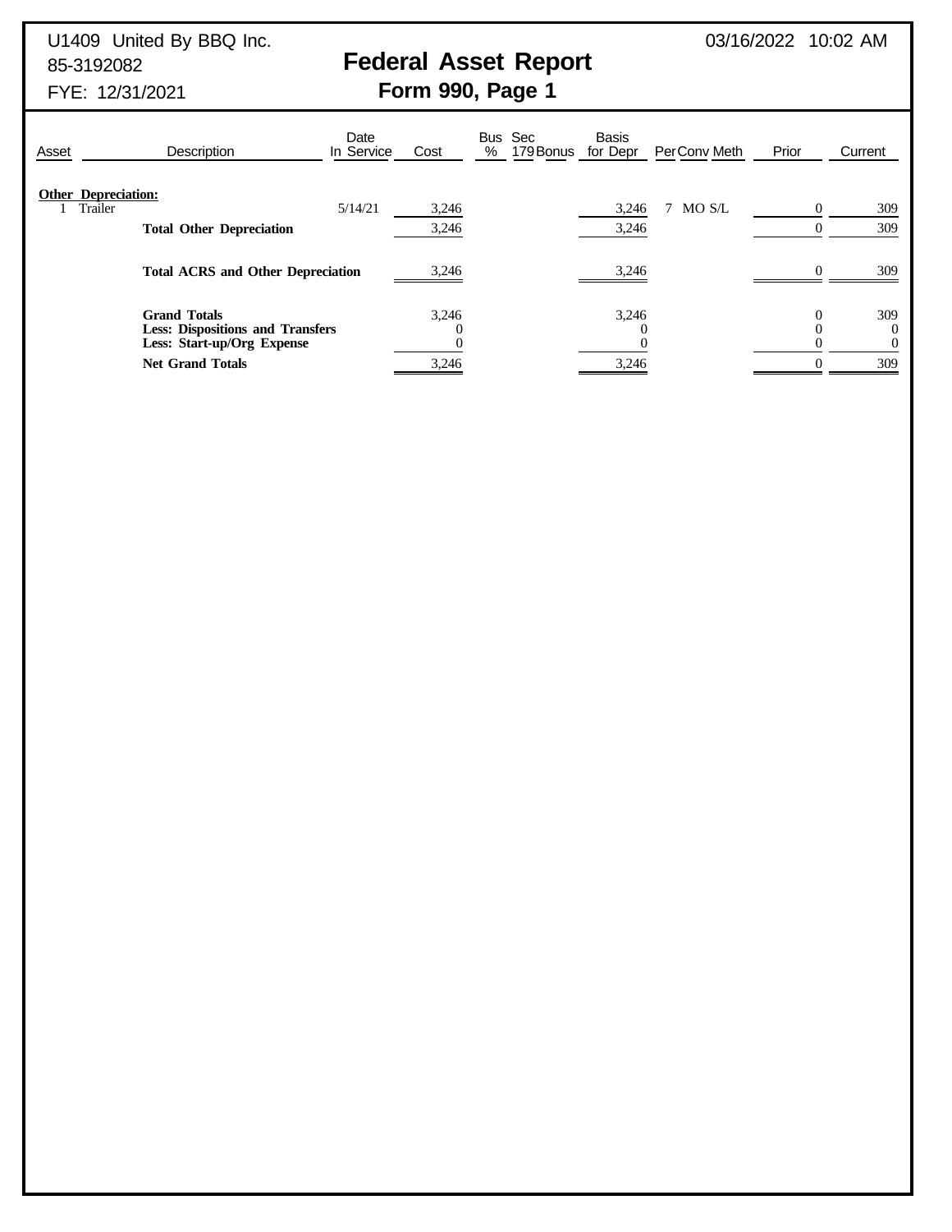U1409 United By BBQ Inc.
85-3192082
FYE: 12/31/2021

03/16/2022 10:02 AM

# Federal Asset Report
## Form 990, Page 1

| Asset | Description | Date In Service | Cost | Bus % | Sec 179 | Bonus | Basis for Depr | Per | Conv | Meth | Prior | Current |
|---|---|---|---|---|---|---|---|---|---|---|---|---|
| **Other Depreciation:** | | | | | | | | | | | | |
| 1 | Trailer | 5/14/21 | 3,246 | | | | 3,246 | 7 | MO | S/L | 0 | 309 |
| | **Total Other Depreciation** | | 3,246 | | | | 3,246 | | | | 0 | 309 |
| | **Total ACRS and Other Depreciation** | | 3,246 | | | | 3,246 | | | | 0 | 309 |
| | **Grand Totals** | | 3,246 | | | | 3,246 | | | | 0 | 309 |
| | **Less: Dispositions and Transfers** | | 0 | | | | 0 | | | | 0 | 0 |
| | **Less: Start-up/Org Expense** | | 0 | | | | 0 | | | | 0 | 0 |
| | **Net Grand Totals** | | 3,246 | | | | 3,246 | | | | 0 | 309 |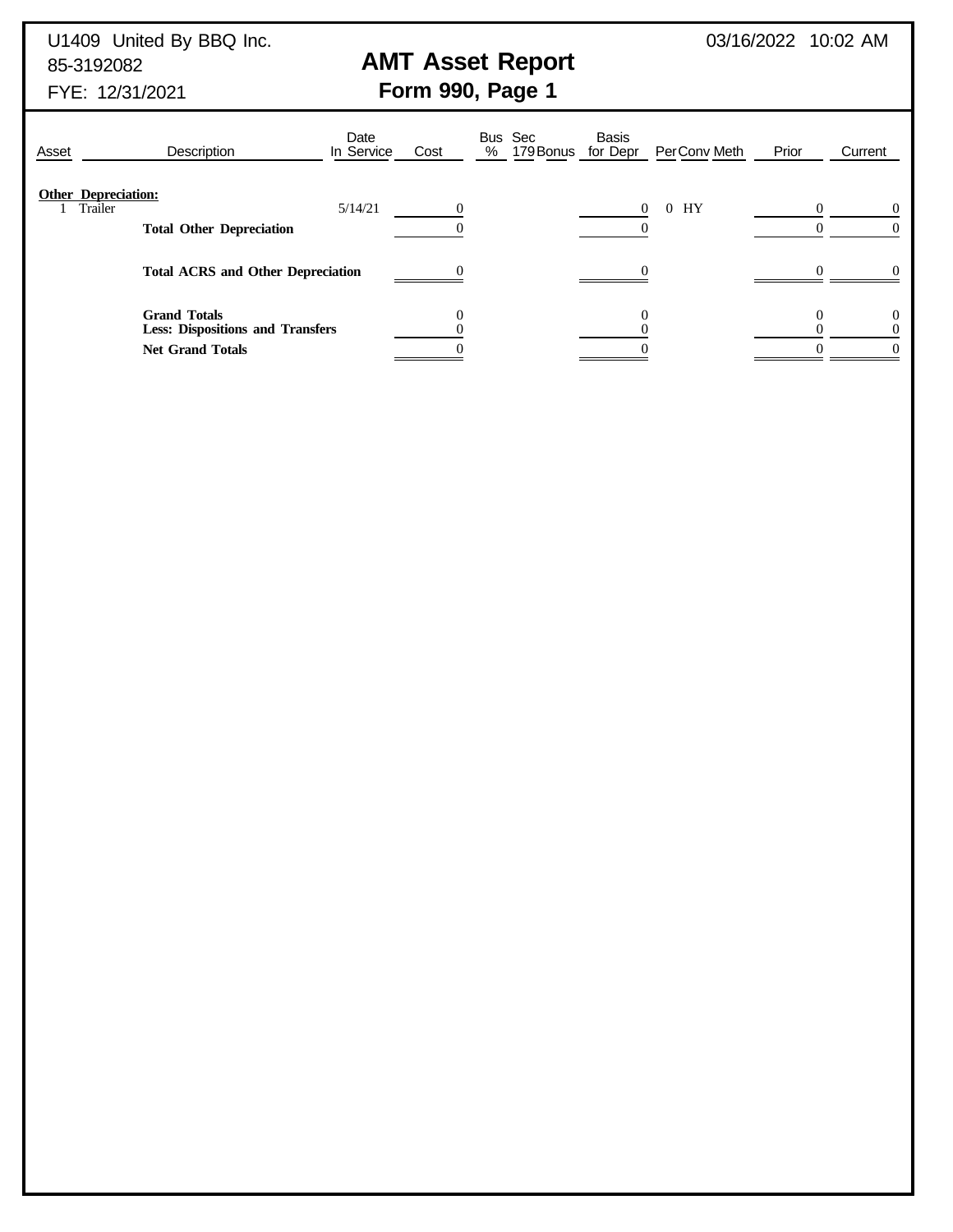U1409 United By BBQ Inc.
85-3192082
FYE: 12/31/2021

03/16/2022 10:02 AM

# AMT Asset Report
## Form 990, Page 1

| Asset | Description | Date In Service | Cost | Bus % | Sec 179 | Bonus | Basis for Depr | Per | Conv | Meth | Prior | Current |
|---|---|---|---|---|---|---|---|---|---|---|---|---|
| **Other Depreciation:** | | | | | | | | | | | | |
| 1 | Trailer | 5/14/21 | 0 | | | | 0 | 0 | HY | | 0 | 0 |
| | **Total Other Depreciation** | | 0 | | | | 0 | | | | 0 | 0 |
| | **Total ACRS and Other Depreciation** | | 0 | | | | 0 | | | | 0 | 0 |
| | **Grand Totals** | | 0 | | | | 0 | | | | 0 | 0 |
| | **Less: Dispositions and Transfers** | | 0 | | | | 0 | | | | 0 | 0 |
| | **Net Grand Totals** | | 0 | | | | 0 | | | | 0 | 0 |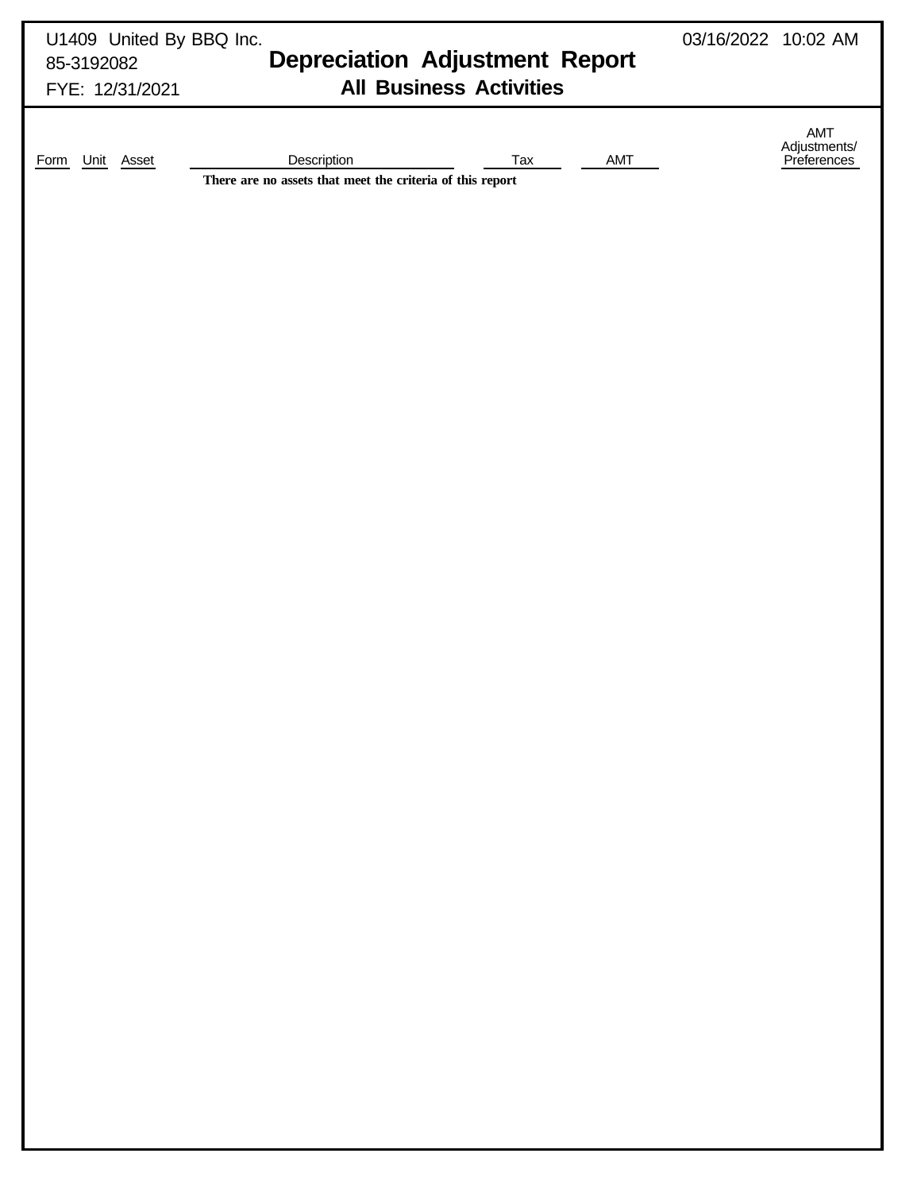U1409 United By BBQ Inc.
85-3192082
FYE: 12/31/2021

03/16/2022 10:02 AM

# Depreciation Adjustment Report

## All Business Activities

| Form | Unit | Asset | Description | Tax | AMT | AMT Adjustments/ Preferences |
|---|---|---|---|---|---|---|

**There are no assets that meet the criteria of this report**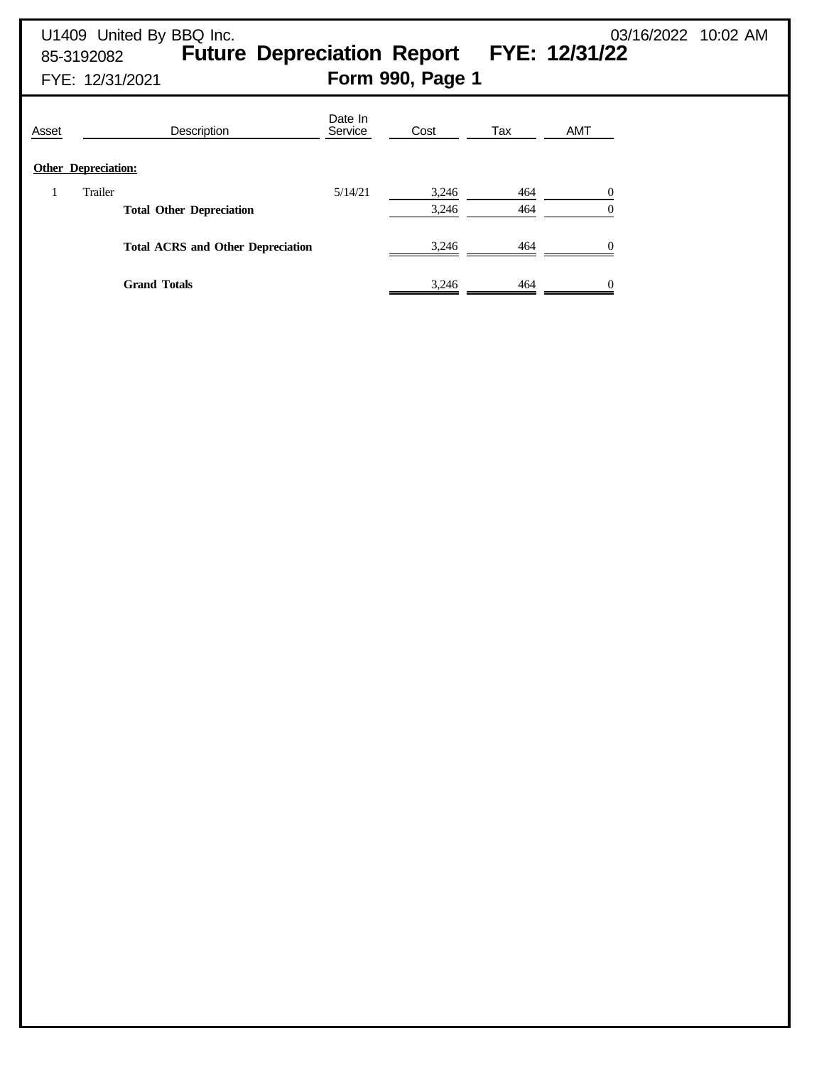U1409 United By BBQ Inc. 03/16/2022 10:02 AM
85-3192082

# Future Depreciation Report FYE: 12/31/22

FYE: 12/31/2021

## Form 990, Page 1

| Asset | Description | Date In Service | Cost | Tax | AMT |
|---|---|---|---|---|---|
| **Other Depreciation:** | | | | | |
| 1 | Trailer | 5/14/21 | 3,246 | 464 | 0 |
| | **Total Other Depreciation** | | 3,246 | 464 | 0 |
| | **Total ACRS and Other Depreciation** | | 3,246 | 464 | 0 |
| | **Grand Totals** | | 3,246 | 464 | 0 |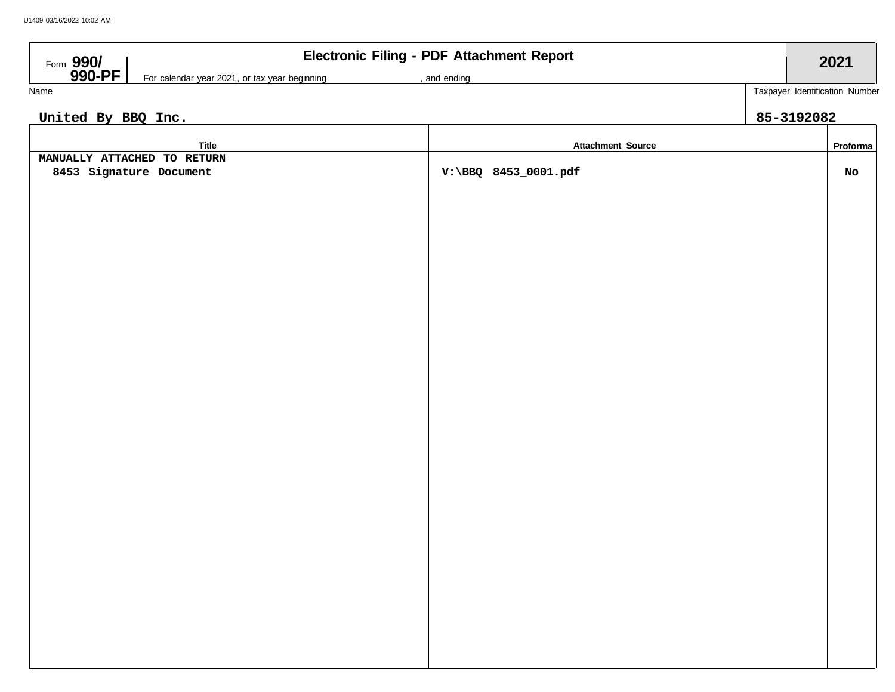Form **990/ 990-PF**

# Electronic Filing - PDF Attachment Report

**2021**

For calendar year 2021, or tax year beginning , and ending

| Name | Taxpayer Identification Number |
|---|---|
| United By BBQ Inc. | 85-3192082 |

| Title | Attachment Source | Proforma |
|---|---|---|
| MANUALLY ATTACHED TO RETURN | | |
| 8453 Signature Document | V:\BBQ 8453_0001.pdf | No |